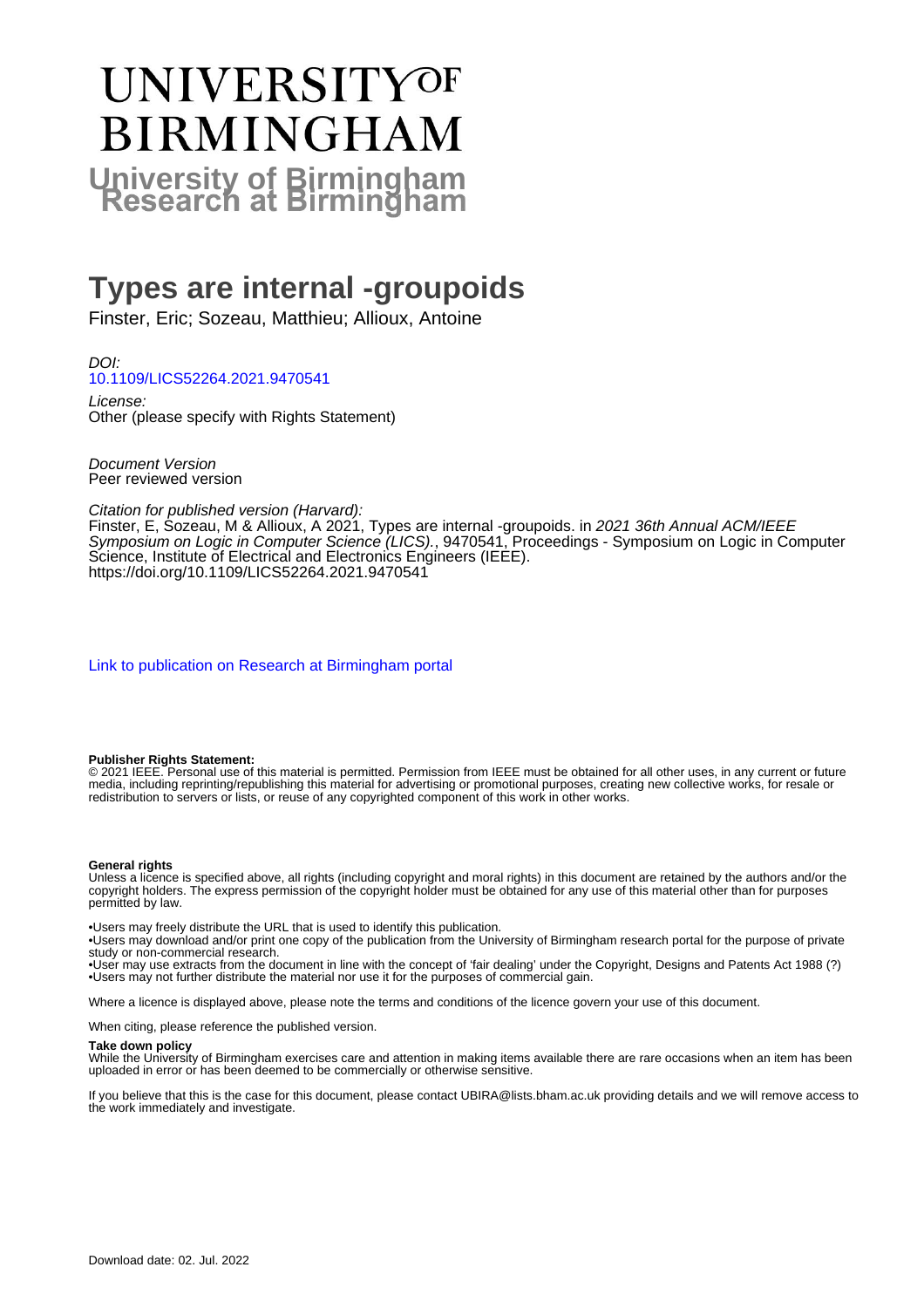# UNIVERSITY OF BIRMINGHAM

# University of Birmingham Research at Birmingham

# Types are internal -groupoids

Finster, Eric; Sozeau, Matthieu; Allioux, Antoine

*DOI:*
[10.1109/LICS52264.2021.9470541](https://doi.org/10.1109/LICS52264.2021.9470541)

*License:*
Other (please specify with Rights Statement)

*Document Version*
Peer reviewed version

*Citation for published version (Harvard):*
Finster, E, Sozeau, M & Allioux, A 2021, Types are internal -groupoids. in *2021 36th Annual ACM/IEEE Symposium on Logic in Computer Science (LICS).*, 9470541, Proceedings - Symposium on Logic in Computer Science, Institute of Electrical and Electronics Engineers (IEEE). https://doi.org/10.1109/LICS52264.2021.9470541

[Link to publication on Research at Birmingham portal]

**Publisher Rights Statement:**
© 2021 IEEE. Personal use of this material is permitted. Permission from IEEE must be obtained for all other uses, in any current or future media, including reprinting/republishing this material for advertising or promotional purposes, creating new collective works, for resale or redistribution to servers or lists, or reuse of any copyrighted component of this work in other works.

**General rights**
Unless a licence is specified above, all rights (including copyright and moral rights) in this document are retained by the authors and/or the copyright holders. The express permission of the copyright holder must be obtained for any use of this material other than for purposes permitted by law.

•Users may freely distribute the URL that is used to identify this publication.
•Users may download and/or print one copy of the publication from the University of Birmingham research portal for the purpose of private study or non-commercial research.
•User may use extracts from the document in line with the concept of 'fair dealing' under the Copyright, Designs and Patents Act 1988 (?)
•Users may not further distribute the material nor use it for the purposes of commercial gain.

Where a licence is displayed above, please note the terms and conditions of the licence govern your use of this document.

When citing, please reference the published version.

**Take down policy**
While the University of Birmingham exercises care and attention in making items available there are rare occasions when an item has been uploaded in error or has been deemed to be commercially or otherwise sensitive.

If you believe that this is the case for this document, please contact UBIRA@lists.bham.ac.uk providing details and we will remove access to the work immediately and investigate.

Download date: 02. Jul. 2022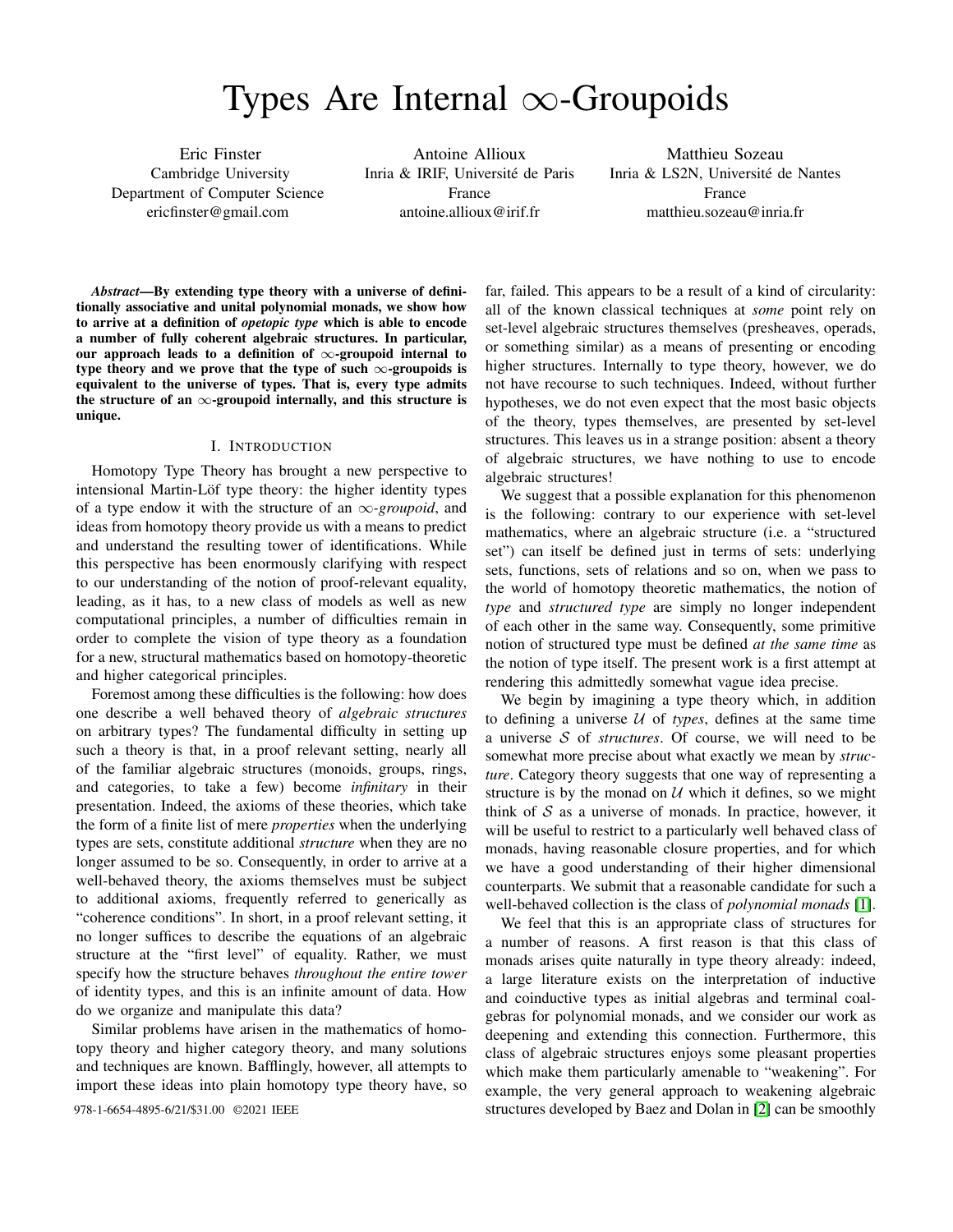# Types Are Internal $\infty$-Groupoids

Eric Finster
Cambridge University
Department of Computer Science
ericfinster@gmail.com

Antoine Allioux
Inria & IRIF, Université de Paris
France
antoine.allioux@irif.fr

Matthieu Sozeau
Inria & LS2N, Université de Nantes
France
matthieu.sozeau@inria.fr

***Abstract*—By extending type theory with a universe of definitionally associative and unital polynomial monads, we show how to arrive at a definition of *opetopic type* which is able to encode a number of fully coherent algebraic structures. In particular, our approach leads to a definition of $\infty$-groupoid internal to type theory and we prove that the type of such $\infty$-groupoids is equivalent to the universe of types. That is, every type admits the structure of an $\infty$-groupoid internally, and this structure is unique.**

## I. Introduction

Homotopy Type Theory has brought a new perspective to intensional Martin-Löf type theory: the higher identity types of a type endow it with the structure of an $\infty$-*groupoid*, and ideas from homotopy theory provide us with a means to predict and understand the resulting tower of identifications. While this perspective has been enormously clarifying with respect to our understanding of the notion of proof-relevant equality, leading, as it has, to a new class of models as well as new computational principles, a number of difficulties remain in order to complete the vision of type theory as a foundation for a new, structural mathematics based on homotopy-theoretic and higher categorical principles.

Foremost among these difficulties is the following: how does one describe a well behaved theory of *algebraic structures* on arbitrary types? The fundamental difficulty in setting up such a theory is that, in a proof relevant setting, nearly all of the familiar algebraic structures (monoids, groups, rings, and categories, to take a few) become *infinitary* in their presentation. Indeed, the axioms of these theories, which take the form of a finite list of mere *properties* when the underlying types are sets, constitute additional *structure* when they are no longer assumed to be so. Consequently, in order to arrive at a well-behaved theory, the axioms themselves must be subject to additional axioms, frequently referred to generically as "coherence conditions". In short, in a proof relevant setting, it no longer suffices to describe the equations of an algebraic structure at the "first level" of equality. Rather, we must specify how the structure behaves *throughout the entire tower* of identity types, and this is an infinite amount of data. How do we organize and manipulate this data?

Similar problems have arisen in the mathematics of homotopy theory and higher category theory, and many solutions and techniques are known. Bafflingly, however, all attempts to import these ideas into plain homotopy type theory have, so far, failed. This appears to be a result of a kind of circularity: all of the known classical techniques at *some* point rely on set-level algebraic structures themselves (presheaves, operads, or something similar) as a means of presenting or encoding higher structures. Internally to type theory, however, we do not have recourse to such techniques. Indeed, without further hypotheses, we do not even expect that the most basic objects of the theory, types themselves, are presented by set-level structures. This leaves us in a strange position: absent a theory of algebraic structures, we have nothing to use to encode algebraic structures!

We suggest that a possible explanation for this phenomenon is the following: contrary to our experience with set-level mathematics, where an algebraic structure (i.e. a "structured set") can itself be defined just in terms of sets: underlying sets, functions, sets of relations and so on, when we pass to the world of homotopy theoretic mathematics, the notion of *type* and *structured type* are simply no longer independent of each other in the same way. Consequently, some primitive notion of structured type must be defined *at the same time* as the notion of type itself. The present work is a first attempt at rendering this admittedly somewhat vague idea precise.

We begin by imagining a type theory which, in addition to defining a universe $\mathcal{U}$ of *types*, defines at the same time a universe $\mathcal{S}$ of *structures*. Of course, we will need to be somewhat more precise about what exactly we mean by *structure*. Category theory suggests that one way of representing a structure is by the monad on $\mathcal{U}$ which it defines, so we might think of $\mathcal{S}$ as a universe of monads. In practice, however, it will be useful to restrict to a particularly well behaved class of monads, having reasonable closure properties, and for which we have a good understanding of their higher dimensional counterparts. We submit that a reasonable candidate for such a well-behaved collection is the class of *polynomial monads* [1].

We feel that this is an appropriate class of structures for a number of reasons. A first reason is that this class of monads arises quite naturally in type theory already: indeed, a large literature exists on the interpretation of inductive and coinductive types as initial algebras and terminal coalgebras for polynomial monads, and we consider our work as deepening and extending this connection. Furthermore, this class of algebraic structures enjoys some pleasant properties which make them particularly amenable to "weakening". For example, the very general approach to weakening algebraic structures developed by Baez and Dolan in [2] can be smoothly

978-1-6654-4895-6/21/$31.00 ©2021 IEEE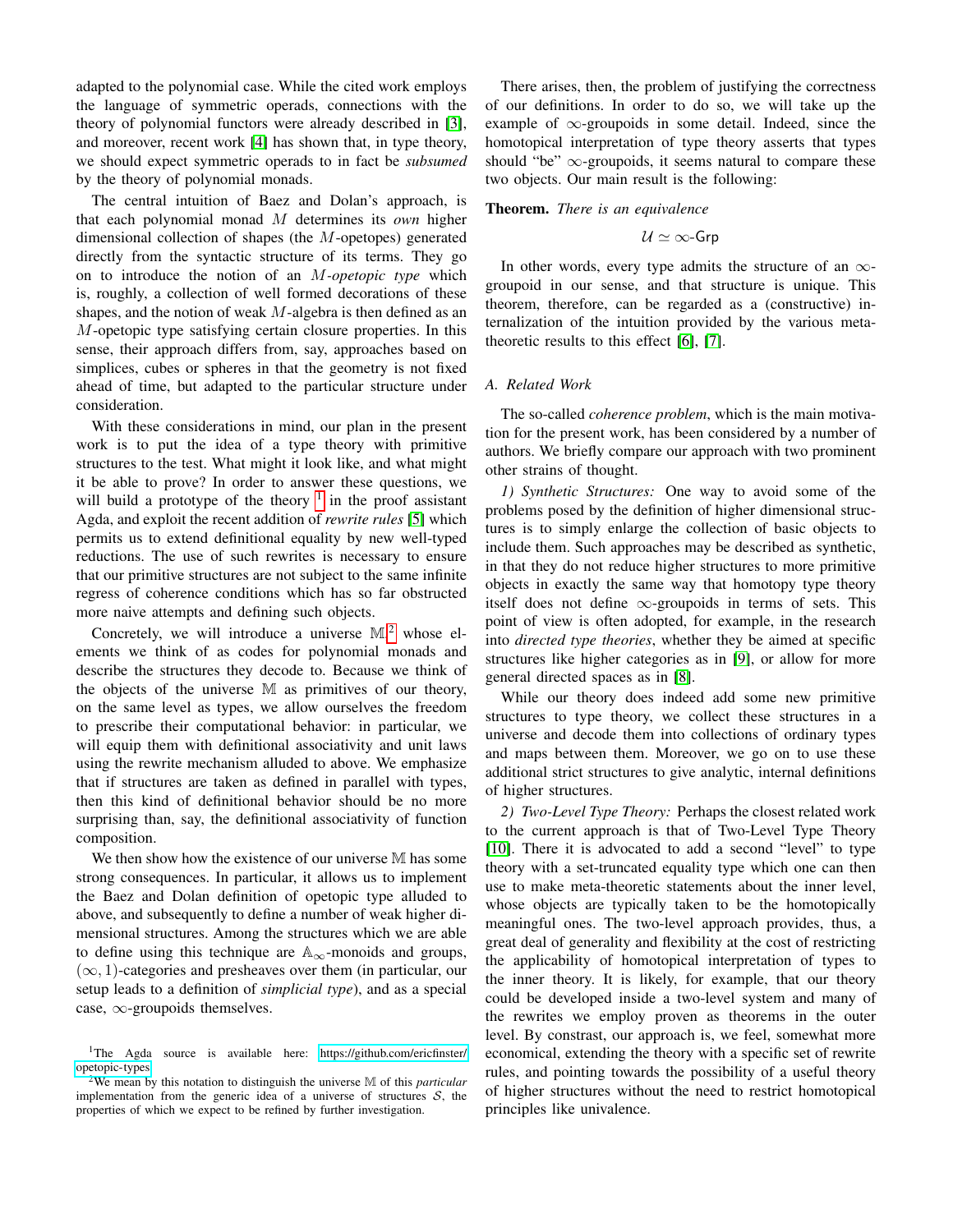adapted to the polynomial case. While the cited work employs the language of symmetric operads, connections with the theory of polynomial functors were already described in [3], and moreover, recent work [4] has shown that, in type theory, we should expect symmetric operads to in fact be *subsumed* by the theory of polynomial monads.

The central intuition of Baez and Dolan's approach, is that each polynomial monad $M$ determines its *own* higher dimensional collection of shapes (the $M$-opetopes) generated directly from the syntactic structure of its terms. They go on to introduce the notion of an *$M$-opetopic type* which is, roughly, a collection of well formed decorations of these shapes, and the notion of weak $M$-algebra is then defined as an $M$-opetopic type satisfying certain closure properties. In this sense, their approach differs from, say, approaches based on simplices, cubes or spheres in that the geometry is not fixed ahead of time, but adapted to the particular structure under consideration.

With these considerations in mind, our plan in the present work is to put the idea of a type theory with primitive structures to the test. What might it look like, and what might it be able to prove? In order to answer these questions, we will build a prototype of the theory [1] in the proof assistant Agda, and exploit the recent addition of *rewrite rules* [5] which permits us to extend definitional equality by new well-typed reductions. The use of such rewrites is necessary to ensure that our primitive structures are not subject to the same infinite regress of coherence conditions which has so far obstructed more naive attempts and defining such objects.

Concretely, we will introduce a universe $\mathbb{M}$[2] whose elements we think of as codes for polynomial monads and describe the structures they decode to. Because we think of the objects of the universe $\mathbb{M}$ as primitives of our theory, on the same level as types, we allow ourselves the freedom to prescribe their computational behavior: in particular, we will equip them with definitional associativity and unit laws using the rewrite mechanism alluded to above. We emphasize that if structures are taken as defined in parallel with types, then this kind of definitional behavior should be no more surprising than, say, the definitional associativity of function composition.

We then show how the existence of our universe $\mathbb{M}$ has some strong consequences. In particular, it allows us to implement the Baez and Dolan definition of opetopic type alluded to above, and subsequently to define a number of weak higher dimensional structures. Among the structures which we are able to define using this technique are $\mathbb{A}_\infty$-monoids and groups, $(\infty, 1)$-categories and presheaves over them (in particular, our setup leads to a definition of *simplicial type*), and as a special case, $\infty$-groupoids themselves.

[1] The Agda source is available here: https://github.com/ericfinster/opetopic-types

[2] We mean by this notation to distinguish the universe $\mathbb{M}$ of this *particular* implementation from the generic idea of a universe of structures $\mathcal{S}$, the properties of which we expect to be refined by further investigation.

There arises, then, the problem of justifying the correctness of our definitions. In order to do so, we will take up the example of $\infty$-groupoids in some detail. Indeed, since the homotopical interpretation of type theory asserts that types should "be" $\infty$-groupoids, it seems natural to compare these two objects. Our main result is the following:

**Theorem.** *There is an equivalence*

$$\mathcal{U} \simeq \infty\text{-}\mathsf{Grp}$$

In other words, every type admits the structure of an $\infty$-groupoid in our sense, and that structure is unique. This theorem, therefore, can be regarded as a (constructive) internalization of the intuition provided by the various meta-theoretic results to this effect [6], [7].

### A. Related Work

The so-called *coherence problem*, which is the main motivation for the present work, has been considered by a number of authors. We briefly compare our approach with two prominent other strains of thought.

*1) Synthetic Structures:* One way to avoid some of the problems posed by the definition of higher dimensional structures is to simply enlarge the collection of basic objects to include them. Such approaches may be described as synthetic, in that they do not reduce higher structures to more primitive objects in exactly the same way that homotopy type theory itself does not define $\infty$-groupoids in terms of sets. This point of view is often adopted, for example, in the research into *directed type theories*, whether they be aimed at specific structures like higher categories as in [9], or allow for more general directed spaces as in [8].

While our theory does indeed add some new primitive structures to type theory, we collect these structures in a universe and decode them into collections of ordinary types and maps between them. Moreover, we go on to use these additional strict structures to give analytic, internal definitions of higher structures.

*2) Two-Level Type Theory:* Perhaps the closest related work to the current approach is that of Two-Level Type Theory [10]. There it is advocated to add a second "level" to type theory with a set-truncated equality type which one can then use to make meta-theoretic statements about the inner level, whose objects are typically taken to be the homotopically meaningful ones. The two-level approach provides, thus, a great deal of generality and flexibility at the cost of restricting the applicability of homotopical interpretation of types to the inner theory. It is likely, for example, that our theory could be developed inside a two-level system and many of the rewrites we employ proven as theorems in the outer level. By constrast, our approach is, we feel, somewhat more economical, extending the theory with a specific set of rewrite rules, and pointing towards the possibility of a useful theory of higher structures without the need to restrict homotopical principles like univalence.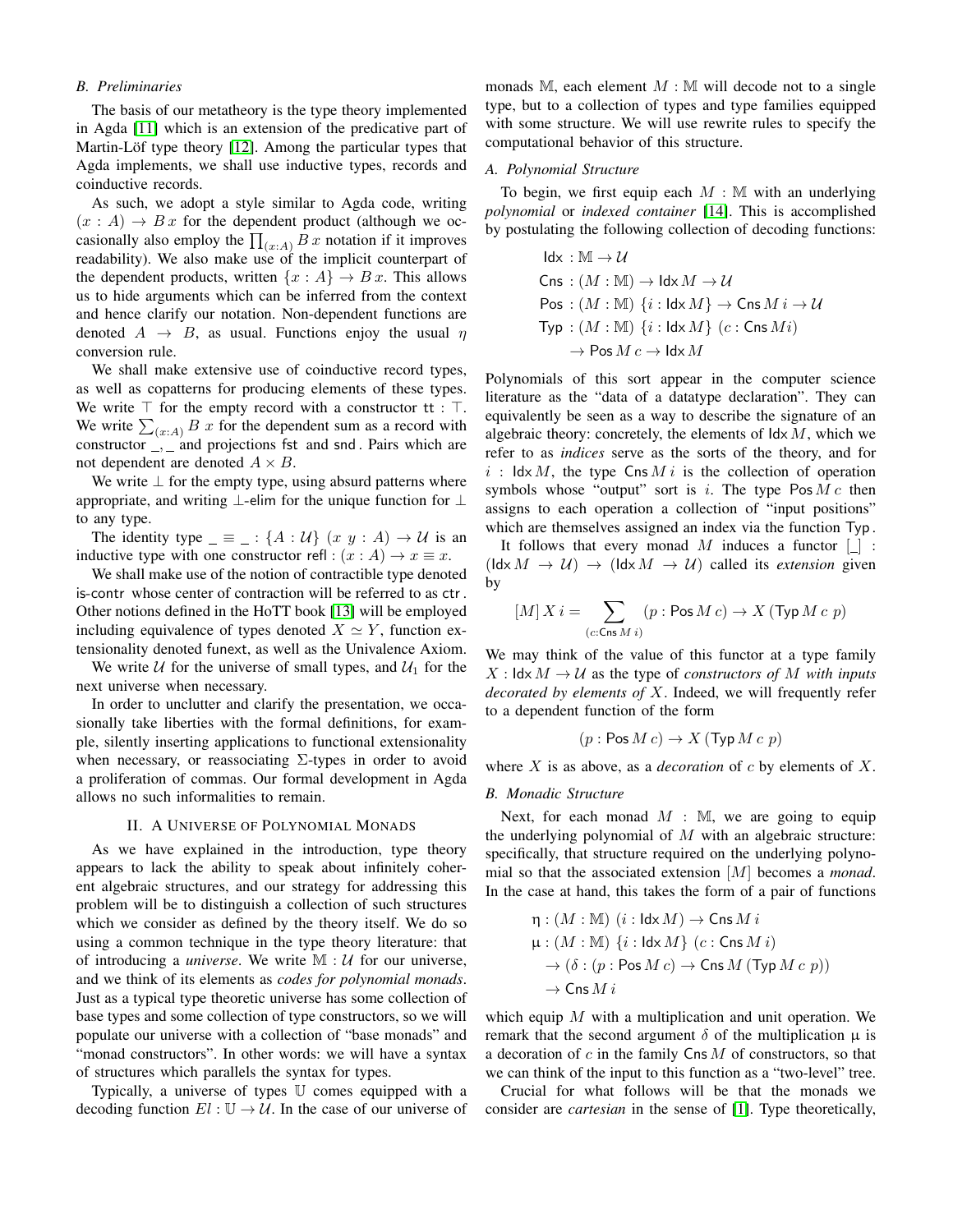### B. Preliminaries

The basis of our metatheory is the type theory implemented in Agda [11] which is an extension of the predicative part of Martin-Löf type theory [12]. Among the particular types that Agda implements, we shall use inductive types, records and coinductive records.

As such, we adopt a style similar to Agda code, writing $(x : A) \to B\,x$ for the dependent product (although we occasionally also employ the $\prod_{(x:A)} B\,x$ notation if it improves readability). We also make use of the implicit counterpart of the dependent products, written $\{x : A\} \to B\,x$. This allows us to hide arguments which can be inferred from the context and hence clarify our notation. Non-dependent functions are denoted $A \to B$, as usual. Functions enjoy the usual $\eta$ conversion rule.

We shall make extensive use of coinductive record types, as well as copatterns for producing elements of these types. We write $\top$ for the empty record with a constructor $\mathsf{tt} : \top$. We write $\sum_{(x:A)} B\ x$ for the dependent sum as a record with constructor $\_,\_$ and projections $\mathsf{fst}$ and $\mathsf{snd}$. Pairs which are not dependent are denoted $A \times B$.

We write $\bot$ for the empty type, using absurd patterns where appropriate, and writing $\bot$-$\mathsf{elim}$ for the unique function for $\bot$ to any type.

The identity type $\_ \equiv \_ : \{A : \mathcal{U}\}\ (x\ y : A) \to \mathcal{U}$ is an inductive type with one constructor $\mathsf{refl} : (x : A) \to x \equiv x$.

We shall make use of the notion of contractible type denoted $\mathsf{is\text{-}contr}$ whose center of contraction will be referred to as $\mathsf{ctr}$. Other notions defined in the HoTT book [13] will be employed including equivalence of types denoted $X \simeq Y$, function extensionality denoted $\mathsf{funext}$, as well as the Univalence Axiom.

We write $\mathcal{U}$ for the universe of small types, and $\mathcal{U}_1$ for the next universe when necessary.

In order to unclutter and clarify the presentation, we occasionally take liberties with the formal definitions, for example, silently inserting applications to functional extensionality when necessary, or reassociating $\Sigma$-types in order to avoid a proliferation of commas. Our formal development in Agda allows no such informalities to remain.

## II. A Universe of Polynomial Monads

As we have explained in the introduction, type theory appears to lack the ability to speak about infinitely coherent algebraic structures, and our strategy for addressing this problem will be to distinguish a collection of such structures which we consider as defined by the theory itself. We do so using a common technique in the type theory literature: that of introducing a *universe*. We write $\mathbb{M} : \mathcal{U}$ for our universe, and we think of its elements as *codes for polynomial monads*. Just as a typical type theoretic universe has some collection of base types and some collection of type constructors, so we will populate our universe with a collection of "base monads" and "monad constructors". In other words: we will have a syntax of structures which parallels the syntax for types.

Typically, a universe of types $\mathbb{U}$ comes equipped with a decoding function $El : \mathbb{U} \to \mathcal{U}$. In the case of our universe of monads $\mathbb{M}$, each element $M : \mathbb{M}$ will decode not to a single type, but to a collection of types and type families equipped with some structure. We will use rewrite rules to specify the computational behavior of this structure.

### A. Polynomial Structure

To begin, we first equip each $M : \mathbb{M}$ with an underlying *polynomial* or *indexed container* [14]. This is accomplished by postulating the following collection of decoding functions:

$$
\begin{aligned}
&\mathsf{Idx} : \mathbb{M} \to \mathcal{U}\\
&\mathsf{Cns} : (M : \mathbb{M}) \to \mathsf{Idx}\,M \to \mathcal{U}\\
&\mathsf{Pos} : (M : \mathbb{M})\ \{i : \mathsf{Idx}\,M\} \to \mathsf{Cns}\,M\,i \to \mathcal{U}\\
&\mathsf{Typ} : (M : \mathbb{M})\ \{i : \mathsf{Idx}\,M\}\ (c : \mathsf{Cns}\,M i)\\
&\qquad \to \mathsf{Pos}\,M\,c \to \mathsf{Idx}\,M
\end{aligned}
$$

Polynomials of this sort appear in the computer science literature as the "data of a datatype declaration". They can equivalently be seen as a way to describe the signature of an algebraic theory: concretely, the elements of $\mathsf{Idx}\,M$, which we refer to as *indices* serve as the sorts of the theory, and for $i : \mathsf{Idx}\,M$, the type $\mathsf{Cns}\,M\,i$ is the collection of operation symbols whose "output" sort is $i$. The type $\mathsf{Pos}\,M\,c$ then assigns to each operation a collection of "input positions" which are themselves assigned an index via the function $\mathsf{Typ}$.

It follows that every monad $M$ induces a functor $[\_]$ : $(\mathsf{Idx}\,M \to \mathcal{U}) \to (\mathsf{Idx}\,M \to \mathcal{U})$ called its *extension* given by

$$
[M]\,X\,i = \sum_{(c:\mathsf{Cns}\,M\,i)} (p : \mathsf{Pos}\,M\,c) \to X\,(\mathsf{Typ}\,M\,c\ p)
$$

We may think of the value of this functor at a type family $X : \mathsf{Idx}\,M \to \mathcal{U}$ as the type of *constructors of $M$ with inputs decorated by elements of $X$*. Indeed, we will frequently refer to a dependent function of the form

$$
(p : \mathsf{Pos}\,M\,c) \to X\,(\mathsf{Typ}\,M\,c\ p)
$$

where $X$ is as above, as a *decoration* of $c$ by elements of $X$.

### B. Monadic Structure

Next, for each monad $M : \mathbb{M}$, we are going to equip the underlying polynomial of $M$ with an algebraic structure: specifically, that structure required on the underlying polynomial so that the associated extension $[M]$ becomes a *monad*. In the case at hand, this takes the form of a pair of functions

$$
\begin{aligned}
&\eta : (M : \mathbb{M})\ (i : \mathsf{Idx}\,M) \to \mathsf{Cns}\,M\,i\\
&\mu : (M : \mathbb{M})\ \{i : \mathsf{Idx}\,M\}\ (c : \mathsf{Cns}\,M\,i)\\
&\qquad \to (\delta : (p : \mathsf{Pos}\,M\,c) \to \mathsf{Cns}\,M\,(\mathsf{Typ}\,M\,c\ p))\\
&\qquad \to \mathsf{Cns}\,M\,i
\end{aligned}
$$

which equip $M$ with a multiplication and unit operation. We remark that the second argument $\delta$ of the multiplication $\mu$ is a decoration of $c$ in the family $\mathsf{Cns}\,M$ of constructors, so that we can think of the input to this function as a "two-level" tree.

Crucial for what follows will be that the monads we consider are *cartesian* in the sense of [1]. Type theoretically,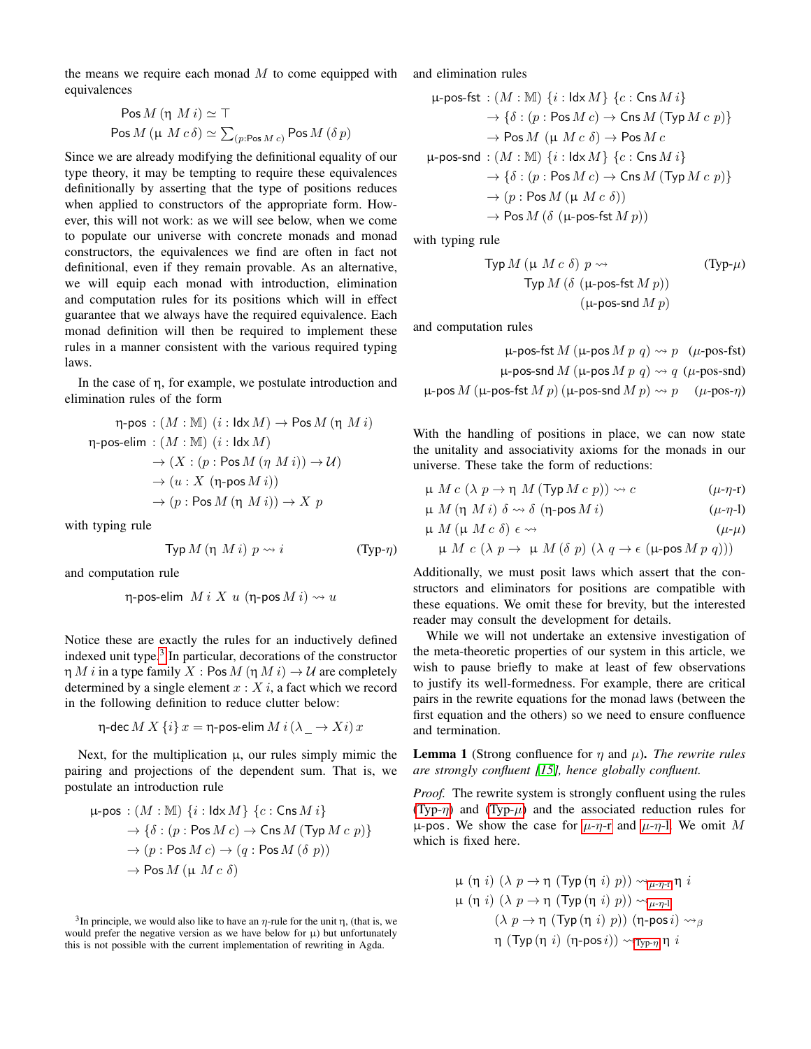the means we require each monad $M$ to come equipped with equivalences

$$\mathsf{Pos}\, M\, (\eta\ M\, i) \simeq \top$$
$$\mathsf{Pos}\, M\, (\mu\ M\, c\, \delta) \simeq \textstyle\sum_{(p : \mathsf{Pos}\, M\, c)} \mathsf{Pos}\, M\, (\delta\, p)$$

Since we are already modifying the definitional equality of our type theory, it may be tempting to require these equivalences definitionally by asserting that the type of positions reduces when applied to constructors of the appropriate form. However, this will not work: as we will see below, when we come to populate our universe with concrete monads and monad constructors, the equivalences we find are often in fact not definitional, even if they remain provable. As an alternative, we will equip each monad with introduction, elimination and computation rules for its positions which will in effect guarantee that we always have the required equivalence. Each monad definition will then be required to implement these rules in a manner consistent with the various required typing laws.

In the case of η, for example, we postulate introduction and elimination rules of the form

$$\begin{aligned}
\eta\text{-}\mathsf{pos}\ &: (M : \mathbb{M})\ (i : \mathsf{Idx}\, M) \to \mathsf{Pos}\, M\, (\eta\ M\, i)\\
\eta\text{-}\mathsf{pos\text{-}elim}\ &: (M : \mathbb{M})\ (i : \mathsf{Idx}\, M)\\
&\to (X : (p : \mathsf{Pos}\, M\, (\eta\ M\, i)) \to \mathcal{U})\\
&\to (u : X\ (\eta\text{-}\mathsf{pos}\, M\, i))\\
&\to (p : \mathsf{Pos}\, M\, (\eta\ M\, i)) \to X\ p
\end{aligned}$$

with typing rule

$$\mathsf{Typ}\, M\, (\eta\ M\, i)\ p \rightsquigarrow i \qquad (\text{Typ-}\eta)$$

and computation rule

$$\eta\text{-}\mathsf{pos\text{-}elim}\ \ M\, i\ X\ u\ (\eta\text{-}\mathsf{pos}\, M\, i) \rightsquigarrow u$$

Notice these are exactly the rules for an inductively defined indexed unit type.[3] In particular, decorations of the constructor $\eta\, M\, i$ in a type family $X : \mathsf{Pos}\, M\, (\eta\, M\, i) \to \mathcal{U}$ are completely determined by a single element $x : X\, i$, a fact which we record in the following definition to reduce clutter below:

$$\eta\text{-}\mathsf{dec}\, M\, X\, \{i\}\, x = \eta\text{-}\mathsf{pos\text{-}elim}\, M\, i\, (\lambda\, \_ \to X i)\, x$$

Next, for the multiplication μ, our rules simply mimic the pairing and projections of the dependent sum. That is, we postulate an introduction rule

$$\begin{aligned}
\mu\text{-}\mathsf{pos}\ &: (M : \mathbb{M})\ \{i : \mathsf{Idx}\, M\}\ \{c : \mathsf{Cns}\, M\, i\}\\
&\to \{\delta : (p : \mathsf{Pos}\, M\, c) \to \mathsf{Cns}\, M\, (\mathsf{Typ}\, M\, c\ p)\}\\
&\to (p : \mathsf{Pos}\, M\, c) \to (q : \mathsf{Pos}\, M\, (\delta\ p))\\
&\to \mathsf{Pos}\, M\, (\mu\ M\, c\ \delta)
\end{aligned}$$

[3] In principle, we would also like to have an η-rule for the unit η, (that is, we would prefer the negative version as we have below for μ) but unfortunately this is not possible with the current implementation of rewriting in Agda.

and elimination rules

$$\begin{aligned}
\mu\text{-}\mathsf{pos\text{-}fst}\ &: (M : \mathbb{M})\ \{i : \mathsf{Idx}\, M\}\ \{c : \mathsf{Cns}\, M\, i\}\\
&\to \{\delta : (p : \mathsf{Pos}\, M\, c) \to \mathsf{Cns}\, M\, (\mathsf{Typ}\, M\, c\ p)\}\\
&\to \mathsf{Pos}\, M\ (\mu\ M\, c\ \delta) \to \mathsf{Pos}\, M\, c\\
\mu\text{-}\mathsf{pos\text{-}snd}\ &: (M : \mathbb{M})\ \{i : \mathsf{Idx}\, M\}\ \{c : \mathsf{Cns}\, M\, i\}\\
&\to \{\delta : (p : \mathsf{Pos}\, M\, c) \to \mathsf{Cns}\, M\, (\mathsf{Typ}\, M\, c\ p)\}\\
&\to (p : \mathsf{Pos}\, M\, (\mu\ M\, c\ \delta))\\
&\to \mathsf{Pos}\, M\, (\delta\ (\mu\text{-}\mathsf{pos\text{-}fst}\, M\, p))
\end{aligned}$$

with typing rule

$$\begin{aligned}
\mathsf{Typ}\, M\, (\mu\ M\, c\ \delta)\ p \rightsquigarrow& \qquad\qquad (\text{Typ-}\mu)\\
&\mathsf{Typ}\, M\, (\delta\ (\mu\text{-}\mathsf{pos\text{-}fst}\, M\, p))\\
&\qquad (\mu\text{-}\mathsf{pos\text{-}snd}\, M\, p)
\end{aligned}$$

and computation rules

$$\begin{aligned}
\mu\text{-}\mathsf{pos\text{-}fst}\, M\, (\mu\text{-}\mathsf{pos}\, M\, p\ q) &\rightsquigarrow p \quad (\mu\text{-pos-fst})\\
\mu\text{-}\mathsf{pos\text{-}snd}\, M\, (\mu\text{-}\mathsf{pos}\, M\, p\ q) &\rightsquigarrow q \quad (\mu\text{-pos-snd})\\
\mu\text{-}\mathsf{pos}\, M\, (\mu\text{-}\mathsf{pos\text{-}fst}\, M\, p)\, (\mu\text{-}\mathsf{pos\text{-}snd}\, M\, p) &\rightsquigarrow p \quad (\mu\text{-pos-}\eta)
\end{aligned}$$

With the handling of positions in place, we can now state the unitality and associativity axioms for the monads in our universe. These take the form of reductions:

$$\begin{aligned}
&\mu\ M\, c\ (\lambda\ p \to \eta\ M\ (\mathsf{Typ}\, M\, c\ p)) \rightsquigarrow c && (\mu\text{-}\eta\text{-r})\\
&\mu\ M\ (\eta\ M\, i)\ \delta \rightsquigarrow \delta\ (\eta\text{-}\mathsf{pos}\, M\, i) && (\mu\text{-}\eta\text{-l})\\
&\mu\ M\ (\mu\ M\, c\ \delta)\ \epsilon \rightsquigarrow && (\mu\text{-}\mu)\\
&\quad \mu\ M\ c\ (\lambda\ p \to\ \mu\ M\ (\delta\ p)\ (\lambda\ q \to \epsilon\ (\mu\text{-}\mathsf{pos}\, M\, p\ q)))
\end{aligned}$$

Additionally, we must posit laws which assert that the constructors and eliminators for positions are compatible with these equations. We omit these for brevity, but the interested reader may consult the development for details.

While we will not undertake an extensive investigation of the meta-theoretic properties of our system in this article, we wish to pause briefly to make at least of few observations to justify its well-formedness. For example, there are critical pairs in the rewrite equations for the monad laws (between the first equation and the others) so we need to ensure confluence and termination.

**Lemma 1** (Strong confluence for $\eta$ and $\mu$)**.** *The rewrite rules are strongly confluent [15], hence globally confluent.*

*Proof.* The rewrite system is strongly confluent using the rules (Typ-$\eta$) and (Typ-$\mu$) and the associated reduction rules for μ-pos. We show the case for $\mu$-$\eta$-r and $\mu$-$\eta$-l. We omit $M$ which is fixed here.

$$\begin{aligned}
&\mu\ (\eta\ i)\ (\lambda\ p \to \eta\ (\mathsf{Typ}\, (\eta\ i)\ p)) \rightsquigarrow_{\mu\text{-}\eta\text{-r}} \eta\ i\\
&\mu\ (\eta\ i)\ (\lambda\ p \to \eta\ (\mathsf{Typ}\, (\eta\ i)\ p)) \rightsquigarrow_{\mu\text{-}\eta\text{-l}}\\
&\qquad (\lambda\ p \to \eta\ (\mathsf{Typ}\, (\eta\ i)\ p))\ (\eta\text{-}\mathsf{pos}\, i) \rightsquigarrow_{\beta}\\
&\qquad \eta\ (\mathsf{Typ}\, (\eta\ i)\ (\eta\text{-}\mathsf{pos}\, i)) \rightsquigarrow_{\text{Typ-}\eta} \eta\ i
\end{aligned}$$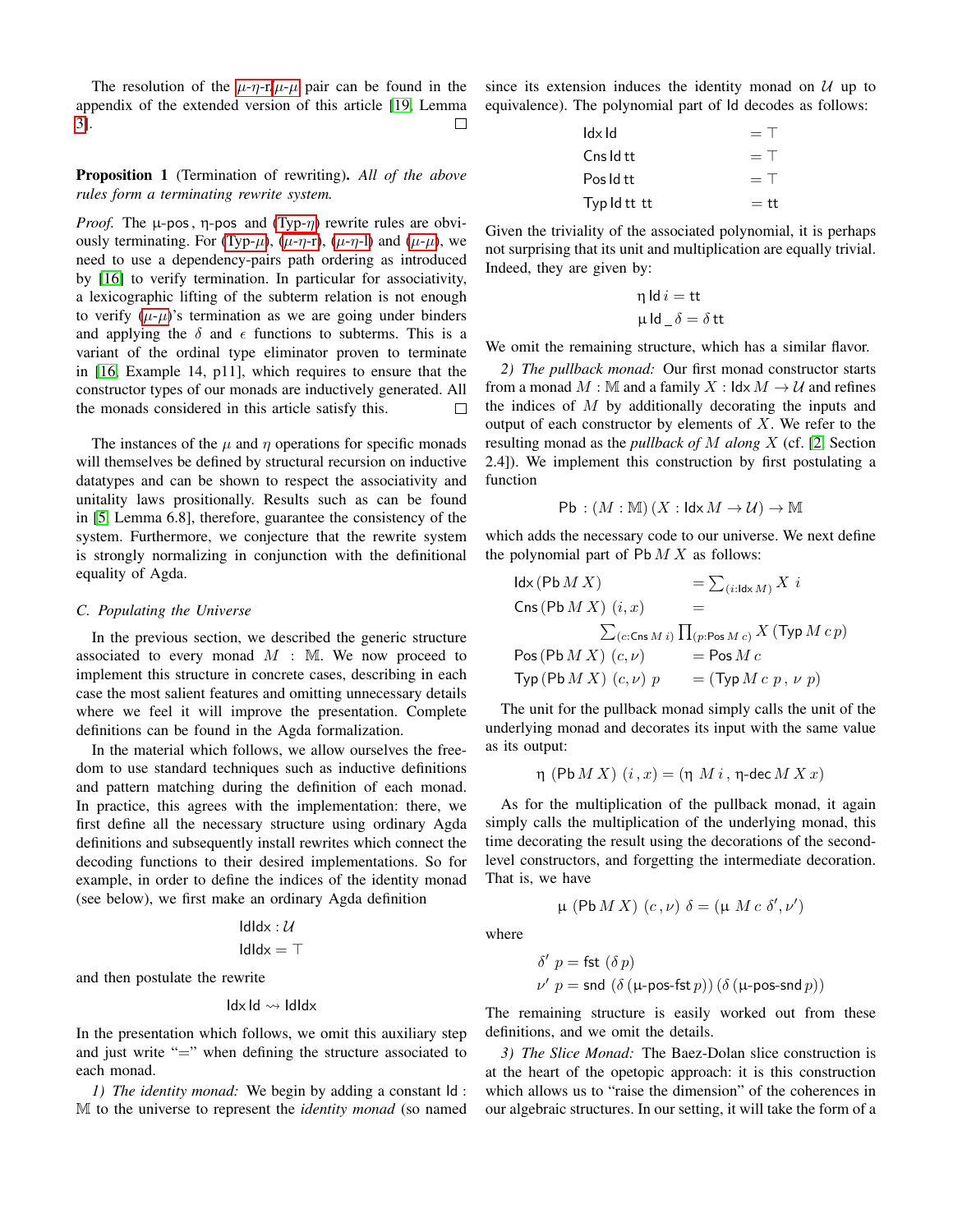The resolution of the ($\mu$-$\eta$-r)/($\mu$-$\mu$) pair can be found in the appendix of the extended version of this article [19, Lemma 3]. ◻

**Proposition 1** (Termination of rewriting)**.** *All of the above rules form a terminating rewrite system.*

*Proof.* The μ-pos, η-pos and (Typ-$\eta$) rewrite rules are obviously terminating. For (Typ-$\mu$), ($\mu$-$\eta$-r), ($\mu$-$\eta$-l) and ($\mu$-$\mu$), we need to use a dependency-pairs path ordering as introduced by [16] to verify termination. In particular for associativity, a lexicographic lifting of the subterm relation is not enough to verify ($\mu$-$\mu$)'s termination as we are going under binders and applying the $\delta$ and $\epsilon$ functions to subterms. This is a variant of the ordinal type eliminator proven to terminate in [16, Example 14, p11], which requires to ensure that the constructor types of our monads are inductively generated. All the monads considered in this article satisfy this. ◻

The instances of the $\mu$ and $\eta$ operations for specific monads will themselves be defined by structural recursion on inductive datatypes and can be shown to respect the associativity and unitality laws positionally. Results such as can be found in [5, Lemma 6.8], therefore, guarantee the consistency of the system. Furthermore, we conjecture that the rewrite system is strongly normalizing in conjunction with the definitional equality of Agda.

### C. Populating the Universe

In the previous section, we described the generic structure associated to every monad $M : \mathbb{M}$. We now proceed to implement this structure in concrete cases, describing in each case the most salient features and omitting unnecessary details where we feel it will improve the presentation. Complete definitions can be found in the Agda formalization.

In the material which follows, we allow ourselves the freedom to use standard techniques such as inductive definitions and pattern matching during the definition of each monad. In practice, this agrees with the implementation: there, we first define all the necessary structure using ordinary Agda definitions and subsequently install rewrites which connect the decoding functions to their desired implementations. So for example, in order to define the indices of the identity monad (see below), we first make an ordinary Agda definition

$$\mathsf{IdIdx} : \mathcal{U}$$
$$\mathsf{IdIdx} = \top$$

and then postulate the rewrite

$$\mathsf{Idx}\;\mathsf{Id} \rightsquigarrow \mathsf{IdIdx}$$

In the presentation which follows, we omit this auxiliary step and just write "=" when defining the structure associated to each monad.

*1) The identity monad:* We begin by adding a constant $\mathsf{Id} : \mathbb{M}$ to the universe to represent the *identity monad* (so named since its extension induces the identity monad on $\mathcal{U}$ up to equivalence). The polynomial part of $\mathsf{Id}$ decodes as follows:

$$\begin{aligned}
\mathsf{Idx}\;\mathsf{Id} &= \top\\
\mathsf{Cns}\;\mathsf{Id}\;\mathsf{tt} &= \top\\
\mathsf{Pos}\;\mathsf{Id}\;\mathsf{tt} &= \top\\
\mathsf{Typ}\;\mathsf{Id}\;\mathsf{tt}\;\mathsf{tt} &= \mathsf{tt}
\end{aligned}$$

Given the triviality of the associated polynomial, it is perhaps not surprising that its unit and multiplication are equally trivial. Indeed, they are given by:

$$\eta\;\mathsf{Id}\;i = \mathsf{tt}$$
$$\mu\;\mathsf{Id}\;\_\;\delta = \delta\;\mathsf{tt}$$

We omit the remaining structure, which has a similar flavor.

*2) The pullback monad:* Our first monad constructor starts from a monad $M : \mathbb{M}$ and a family $X : \mathsf{Idx}\,M \to \mathcal{U}$ and refines the indices of $M$ by additionally decorating the inputs and output of each constructor by elements of $X$. We refer to the resulting monad as the *pullback of* $M$ *along* $X$ (cf. [2] Section 2.4]). We implement this construction by first postulating a function

$$\mathsf{Pb} : (M : \mathbb{M})\,(X : \mathsf{Idx}\,M \to \mathcal{U}) \to \mathbb{M}$$

which adds the necessary code to our universe. We next define the polynomial part of $\mathsf{Pb}\,M\,X$ as follows:

$$\begin{aligned}
\mathsf{Idx}\,(\mathsf{Pb}\,M\,X) &= \textstyle\sum_{(i:\mathsf{Idx}\,M)} X\;i\\
\mathsf{Cns}\,(\mathsf{Pb}\,M\,X)\;(i,x) &= \\
&\textstyle\sum_{(c:\mathsf{Cns}\,M\,i)} \prod_{(p:\mathsf{Pos}\,M\,c)} X\,(\mathsf{Typ}\,M\,c\,p)\\
\mathsf{Pos}\,(\mathsf{Pb}\,M\,X)\;(c,\nu) &= \mathsf{Pos}\,M\,c\\
\mathsf{Typ}\,(\mathsf{Pb}\,M\,X)\;(c,\nu)\;p &= (\mathsf{Typ}\,M\,c\,p\,,\,\nu\;p)
\end{aligned}$$

The unit for the pullback monad simply calls the unit of the underlying monad and decorates its input with the same value as its output:

$$\eta\;(\mathsf{Pb}\,M\,X)\;(i\,,x) = (\eta\;M\,i\,,\,\eta\text{-}\mathsf{dec}\,M\,X\,x)$$

As for the multiplication of the pullback monad, it again simply calls the multiplication of the underlying monad, this time decorating the result using the decorations of the second-level constructors, and forgetting the intermediate decoration. That is, we have

$$\mu\;(\mathsf{Pb}\,M\,X)\;(c\,,\nu)\;\delta = (\mu\;M\,c\;\delta',\nu')$$

where

$$\begin{aligned}
\delta'\;p &= \mathsf{fst}\;(\delta\,p)\\
\nu'\;p &= \mathsf{snd}\;(\delta\,(\mu\text{-}\mathsf{pos}\text{-}\mathsf{fst}\,p))\,(\delta\,(\mu\text{-}\mathsf{pos}\text{-}\mathsf{snd}\,p))
\end{aligned}$$

The remaining structure is easily worked out from these definitions, and we omit the details.

*3) The Slice Monad:* The Baez-Dolan slice construction is at the heart of the opetopic approach: it is this construction which allows us to "raise the dimension" of the coherences in our algebraic structures. In our setting, it will take the form of a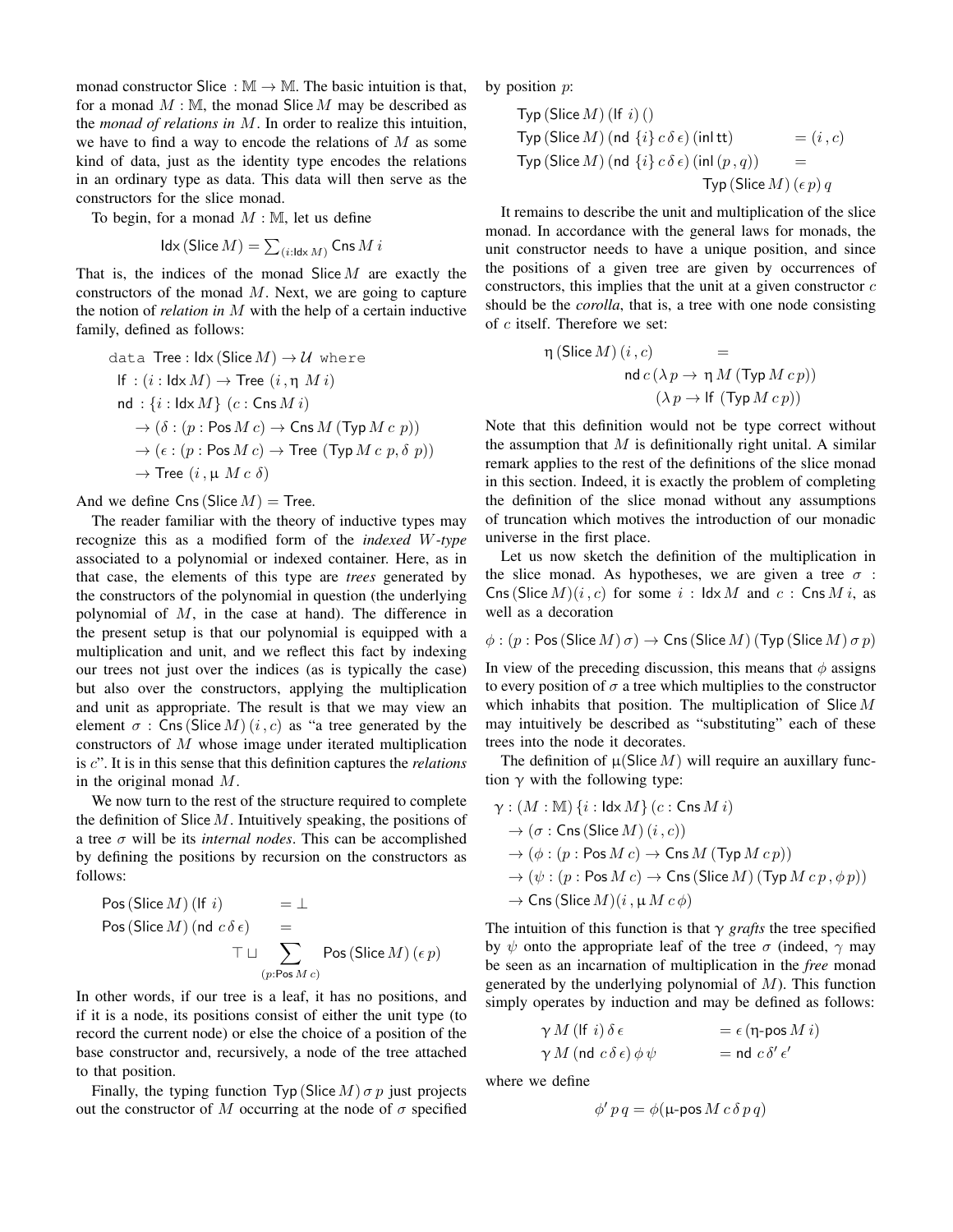monad constructor $\mathsf{Slice} : \mathbb{M} \to \mathbb{M}$. The basic intuition is that, for a monad $M : \mathbb{M}$, the monad $\mathsf{Slice}\,M$ may be described as the *monad of relations in* $M$. In order to realize this intuition, we have to find a way to encode the relations of $M$ as some kind of data, just as the identity type encodes the relations in an ordinary type as data. This data will then serve as the constructors for the slice monad.

To begin, for a monad $M : \mathbb{M}$, let us define

$$\mathsf{Idx}\,(\mathsf{Slice}\,M) = \textstyle\sum_{(i:\mathsf{Idx}\,M)} \mathsf{Cns}\,M\,i$$

That is, the indices of the monad $\mathsf{Slice}\,M$ are exactly the constructors of the monad $M$. Next, we are going to capture the notion of *relation in* $M$ with the help of a certain inductive family, defined as follows:

$$
\begin{aligned}
&\texttt{data}\ \mathsf{Tree} : \mathsf{Idx}\,(\mathsf{Slice}\,M) \to \mathcal{U}\ \texttt{where}\\
&\quad \mathsf{lf}\ : (i : \mathsf{Idx}\,M) \to \mathsf{Tree}\ (i\,, \eta\ M\,i)\\
&\quad \mathsf{nd}\ : \{i : \mathsf{Idx}\,M\}\ (c : \mathsf{Cns}\,M\,i)\\
&\qquad \to (\delta : (p : \mathsf{Pos}\,M\,c) \to \mathsf{Cns}\,M\,(\mathsf{Typ}\,M\,c\,p))\\
&\qquad \to (\epsilon : (p : \mathsf{Pos}\,M\,c) \to \mathsf{Tree}\ (\mathsf{Typ}\,M\,c\,p, \delta\ p))\\
&\qquad \to \mathsf{Tree}\ (i\,, \mu\ M\,c\,\delta)
\end{aligned}
$$

And we define $\mathsf{Cns}\,(\mathsf{Slice}\,M) = \mathsf{Tree}$.

The reader familiar with the theory of inductive types may recognize this as a modified form of the *indexed $W$-type* associated to a polynomial or indexed container. Here, as in that case, the elements of this type are *trees* generated by the constructors of the polynomial in question (the underlying polynomial of $M$, in the case at hand). The difference in the present setup is that our polynomial is equipped with a multiplication and unit, and we reflect this fact by indexing our trees not just over the indices (as is typically the case) but also over the constructors, applying the multiplication and unit as appropriate. The result is that we may view an element $\sigma : \mathsf{Cns}\,(\mathsf{Slice}\,M)\,(i\,,c)$ as "a tree generated by the constructors of $M$ whose image under iterated multiplication is $c$". It is in this sense that this definition captures the *relations* in the original monad $M$.

We now turn to the rest of the structure required to complete the definition of $\mathsf{Slice}\,M$. Intuitively speaking, the positions of a tree $\sigma$ will be its *internal nodes*. This can be accomplished by defining the positions by recursion on the constructors as follows:

$$
\begin{aligned}
\mathsf{Pos}\,(\mathsf{Slice}\,M)\,(\mathsf{lf}\ i) &= \bot\\
\mathsf{Pos}\,(\mathsf{Slice}\,M)\,(\mathsf{nd}\ c\,\delta\,\epsilon) &= \\
&\top \sqcup \sum_{(p:\mathsf{Pos}\,M\,c)} \mathsf{Pos}\,(\mathsf{Slice}\,M)\,(\epsilon\,p)
\end{aligned}
$$

In other words, if our tree is a leaf, it has no positions, and if it is a node, its positions consist of either the unit type (to record the current node) or else the choice of a position of the base constructor and, recursively, a node of the tree attached to that position.

Finally, the typing function $\mathsf{Typ}\,(\mathsf{Slice}\,M)\,\sigma\,p$ just projects out the constructor of $M$ occurring at the node of $\sigma$ specified by position $p$:

$$
\begin{aligned}
&\mathsf{Typ}\,(\mathsf{Slice}\,M)\,(\mathsf{lf}\ i)\,()\\
&\mathsf{Typ}\,(\mathsf{Slice}\,M)\,(\mathsf{nd}\ \{i\}\,c\,\delta\,\epsilon)\,(\mathsf{inl}\,\mathsf{tt}) \qquad = (i\,, c)\\
&\mathsf{Typ}\,(\mathsf{Slice}\,M)\,(\mathsf{nd}\ \{i\}\,c\,\delta\,\epsilon)\,(\mathsf{inl}\,(p\,, q)) \qquad =\\
&\qquad\qquad\qquad \mathsf{Typ}\,(\mathsf{Slice}\,M)\,(\epsilon\,p)\,q
\end{aligned}
$$

It remains to describe the unit and multiplication of the slice monad. In accordance with the general laws for monads, the unit constructor needs to have a unique position, and since the positions of a given tree are given by occurrences of constructors, this implies that the unit at a given constructor $c$ should be the *corolla*, that is, a tree with one node consisting of $c$ itself. Therefore we set:

$$
\begin{aligned}
\eta\,(\mathsf{Slice}\,M)\,(i\,, c) \qquad &=\\
\mathsf{nd}\,c\,(\lambda\,p &\to \eta\,M\,(\mathsf{Typ}\,M\,c\,p))\\
(\lambda\,p &\to \mathsf{lf}\ (\mathsf{Typ}\,M\,c\,p))
\end{aligned}
$$

Note that this definition would not be type correct without the assumption that $M$ is definitionally right unital. A similar remark applies to the rest of the definitions of the slice monad in this section. Indeed, it is exactly the problem of completing the definition of the slice monad without any assumptions of truncation which motives the introduction of our monadic universe in the first place.

Let us now sketch the definition of the multiplication in the slice monad. As hypotheses, we are given a tree $\sigma : \mathsf{Cns}\,(\mathsf{Slice}\,M)(i\,, c)$ for some $i : \mathsf{Idx}\,M$ and $c : \mathsf{Cns}\,M\,i$, as well as a decoration

$$\phi : (p : \mathsf{Pos}\,(\mathsf{Slice}\,M)\,\sigma) \to \mathsf{Cns}\,(\mathsf{Slice}\,M)\,(\mathsf{Typ}\,(\mathsf{Slice}\,M)\,\sigma\,p)$$

In view of the preceding discussion, this means that $\phi$ assigns to every position of $\sigma$ a tree which multiplies to the constructor which inhabits that position. The multiplication of $\mathsf{Slice}\,M$ may intuitively be described as "substituting" each of these trees into the node it decorates.

The definition of $\mu(\mathsf{Slice}\,M)$ will require an auxillary function $\gamma$ with the following type:

$$
\begin{aligned}
\gamma : (M : \mathbb{M})\,&\{i : \mathsf{Idx}\,M\}\,(c : \mathsf{Cns}\,M\,i)\\
&\to (\sigma : \mathsf{Cns}\,(\mathsf{Slice}\,M)\,(i\,, c))\\
&\to (\phi : (p : \mathsf{Pos}\,M\,c) \to \mathsf{Cns}\,M\,(\mathsf{Typ}\,M\,c\,p))\\
&\to (\psi : (p : \mathsf{Pos}\,M\,c) \to \mathsf{Cns}\,(\mathsf{Slice}\,M)\,(\mathsf{Typ}\,M\,c\,p\,, \phi\,p))\\
&\to \mathsf{Cns}\,(\mathsf{Slice}\,M)(i\,, \mu\,M\,c\,\phi)
\end{aligned}
$$

The intuition of this function is that $\gamma$ *grafts* the tree specified by $\psi$ onto the appropriate leaf of the tree $\sigma$ (indeed, $\gamma$ may be seen as an incarnation of multiplication in the *free* monad generated by the underlying polynomial of $M$). This function simply operates by induction and may be defined as follows:

$$
\begin{aligned}
\gamma\,M\,(\mathsf{lf}\ i)\,\delta\,\epsilon &= \epsilon\,(\eta\text{-}\mathsf{pos}\,M\,i)\\
\gamma\,M\,(\mathsf{nd}\ c\,\delta\,\epsilon)\,\phi\,\psi &= \mathsf{nd}\ c\,\delta'\,\epsilon'
\end{aligned}
$$

where we define

$$\phi'\,p\,q = \phi(\mu\text{-}\mathsf{pos}\,M\,c\,\delta\,p\,q)$$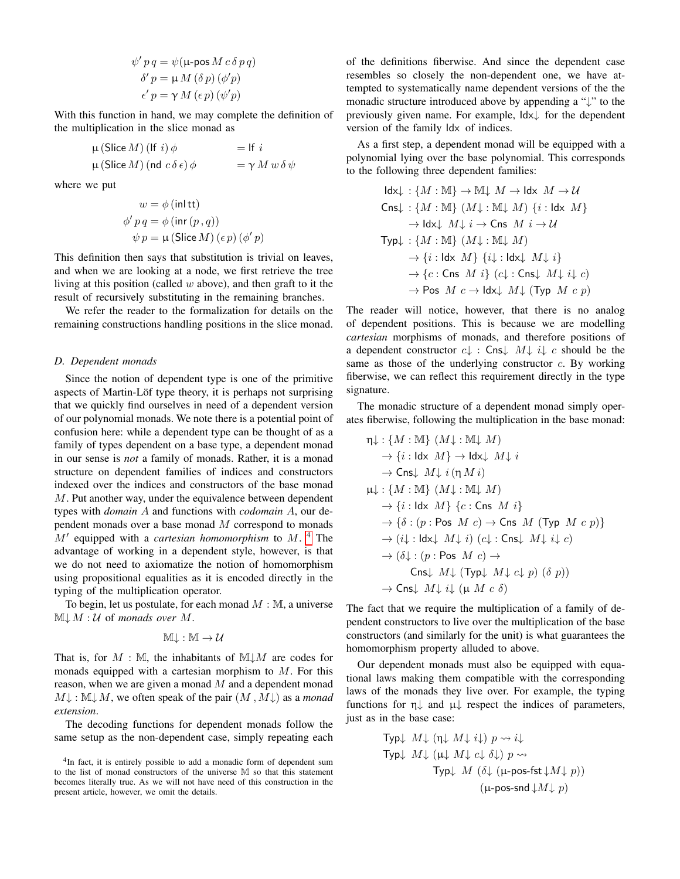$$\psi' \, p \, q = \psi(\mathsf{\mu\text{-}pos}\, M \, c \, \delta \, p \, q)$$
$$\delta' \, p = \mu \, M \, (\delta \, p) \, (\phi' p)$$
$$\epsilon' \, p = \gamma \, M \, (\epsilon \, p) \, (\psi' p)$$

With this function in hand, we may complete the definition of the multiplication in the slice monad as

$$\mu \, (\mathsf{Slice}\, M) \, (\mathsf{lf} \; i) \, \phi \qquad = \mathsf{lf} \; i$$
$$\mu \, (\mathsf{Slice}\, M) \, (\mathsf{nd} \; c \, \delta \, \epsilon) \, \phi \qquad = \gamma \, M \, w \, \delta \, \psi$$

where we put

$$w = \phi \, (\mathsf{inl}\, \mathsf{tt})$$
$$\phi' \, p \, q = \phi \, (\mathsf{inr}\, (p \, , q))$$
$$\psi \, p = \mu \, (\mathsf{Slice}\, M) \, (\epsilon \, p) \, (\phi' \, p)$$

This definition then says that substitution is trivial on leaves, and when we are looking at a node, we first retrieve the tree living at this position (called $w$ above), and then graft to it the result of recursively substituting in the remaining branches.

We refer the reader to the formalization for details on the remaining constructions handling positions in the slice monad.

### D. Dependent monads

Since the notion of dependent type is one of the primitive aspects of Martin-Löf type theory, it is perhaps not surprising that we quickly find ourselves in need of a dependent version of our polynomial monads. We note there is a potential point of confusion here: while a dependent type can be thought of as a family of types dependent on a base type, a dependent monad in our sense is *not* a family of monads. Rather, it is a monad structure on dependent families of indices and constructors indexed over the indices and constructors of the base monad $M$. Put another way, under the equivalence between dependent types with *domain* $A$ and functions with *codomain* $A$, our dependent monads over a base monad $M$ correspond to monads $M'$ equipped with a *cartesian homomorphism* to $M$. [4] The advantage of working in a dependent style, however, is that we do not need to axiomatize the notion of homomorphism using propositional equalities as it is encoded directly in the typing of the multiplication operator.

To begin, let us postulate, for each monad $M : \mathbb{M}$, a universe $\mathbb{M}{\downarrow} \, M : \mathcal{U}$ of *monads over* $M$.

$$\mathbb{M}{\downarrow} : \mathbb{M} \to \mathcal{U}$$

That is, for $M : \mathbb{M}$, the inhabitants of $\mathbb{M}{\downarrow} M$ are codes for monads equipped with a cartesian morphism to $M$. For this reason, when we are given a monad $M$ and a dependent monad $M{\downarrow} : \mathbb{M}{\downarrow} \, M$, we often speak of the pair $(M \, , M{\downarrow})$ as a *monad extension*.

The decoding functions for dependent monads follow the same setup as the non-dependent case, simply repeating each of the definitions fiberwise. And since the dependent case resembles so closely the non-dependent one, we have attempted to systematically name dependent versions of the the monadic structure introduced above by appending a "$\downarrow$" to the previously given name. For example, $\mathsf{Idx}{\downarrow}$ for the dependent version of the family $\mathsf{Idx}$ of indices.

As a first step, a dependent monad will be equipped with a polynomial lying over the base polynomial. This corresponds to the following three dependent families:

$$\begin{aligned}
&\mathsf{Idx}{\downarrow} \; : \{M : \mathbb{M}\} \to \mathbb{M}{\downarrow} \; M \to \mathsf{Idx} \; M \to \mathcal{U} \\
&\mathsf{Cns}{\downarrow} : \{M : \mathbb{M}\} \; (M{\downarrow} : \mathbb{M}{\downarrow} \; M) \; \{i : \mathsf{Idx} \; M\} \\
&\qquad \to \mathsf{Idx}{\downarrow} \; M{\downarrow} \; i \to \mathsf{Cns} \; M \; i \to \mathcal{U} \\
&\mathsf{Typ}{\downarrow} : \{M : \mathbb{M}\} \; (M{\downarrow} : \mathbb{M}{\downarrow} \; M) \\
&\qquad \to \{i : \mathsf{Idx} \; M\} \; \{i{\downarrow} : \mathsf{Idx}{\downarrow} \; M{\downarrow} \; i\} \\
&\qquad \to \{c : \mathsf{Cns} \; M \; i\} \; (c{\downarrow} : \mathsf{Cns}{\downarrow} \; M{\downarrow} \; i{\downarrow} \; c) \\
&\qquad \to \mathsf{Pos} \; M \; c \to \mathsf{Idx}{\downarrow} \; M{\downarrow} \; (\mathsf{Typ} \; M \; c \; p)
\end{aligned}$$

The reader will notice, however, that there is no analog of dependent positions. This is because we are modelling *cartesian* morphisms of monads, and therefore positions of a dependent constructor $c{\downarrow} : \mathsf{Cns}{\downarrow} \; M{\downarrow} \; i{\downarrow} \; c$ should be the same as those of the underlying constructor $c$. By working fiberwise, we can reflect this requirement directly in the type signature.

The monadic structure of a dependent monad simply operates fiberwise, following the multiplication in the base monad:

$$\begin{aligned}
&\eta{\downarrow} : \{M : \mathbb{M}\} \; (M{\downarrow} : \mathbb{M}{\downarrow} \; M) \\
&\qquad \to \{i : \mathsf{Idx} \; M\} \to \mathsf{Idx}{\downarrow} \; M{\downarrow} \; i \\
&\qquad \to \mathsf{Cns}{\downarrow} \; M{\downarrow} \; i \, (\eta \, M \, i) \\
&\mu{\downarrow} : \{M : \mathbb{M}\} \; (M{\downarrow} : \mathbb{M}{\downarrow} \; M) \\
&\qquad \to \{i : \mathsf{Idx} \; M\} \; \{c : \mathsf{Cns} \; M \; i\} \\
&\qquad \to \{\delta : (p : \mathsf{Pos} \; M \; c) \to \mathsf{Cns} \; M \; (\mathsf{Typ} \; M \; c \; p)\} \\
&\qquad \to (i{\downarrow} : \mathsf{Idx}{\downarrow} \; M{\downarrow} \; i) \; (c{\downarrow} : \mathsf{Cns}{\downarrow} \; M{\downarrow} \; i{\downarrow} \; c) \\
&\qquad \to (\delta{\downarrow} : (p : \mathsf{Pos} \; M \; c) \to \\
&\qquad\qquad \mathsf{Cns}{\downarrow} \; M{\downarrow} \; (\mathsf{Typ}{\downarrow} \; M{\downarrow} \; c{\downarrow} \; p) \; (\delta \; p)) \\
&\qquad \to \mathsf{Cns}{\downarrow} \; M{\downarrow} \; i{\downarrow} \; (\mu \; M \; c \; \delta)
\end{aligned}$$

The fact that we require the multiplication of a family of dependent constructors to live over the multiplication of the base constructors (and similarly for the unit) is what guarantees the homomorphism property alluded to above.

Our dependent monads must also be equipped with equational laws making them compatible with the corresponding laws of the monads they live over. For example, the typing functions for $\eta{\downarrow}$ and $\mu{\downarrow}$ respect the indices of parameters, just as in the base case:

$$\begin{aligned}
&\mathsf{Typ}{\downarrow} \; M{\downarrow} \; (\eta{\downarrow} \; M{\downarrow} \; i{\downarrow}) \; p \rightsquigarrow i{\downarrow} \\
&\mathsf{Typ}{\downarrow} \; M{\downarrow} \; (\mu{\downarrow} \; M{\downarrow} \; c{\downarrow} \; \delta{\downarrow}) \; p \rightsquigarrow \\
&\qquad \mathsf{Typ}{\downarrow} \; M \; (\delta{\downarrow} \; (\mathsf{\mu\text{-}pos\text{-}fst}{\downarrow} M{\downarrow} \; p)) \\
&\qquad\qquad (\mathsf{\mu\text{-}pos\text{-}snd}{\downarrow} M{\downarrow} \; p)
\end{aligned}$$

[4] In fact, it is entirely possible to add a monadic form of dependent sum to the list of monad constructors of the universe $\mathbb{M}$ so that this statement becomes literally true. As we will not have need of this construction in the present article, however, we omit the details.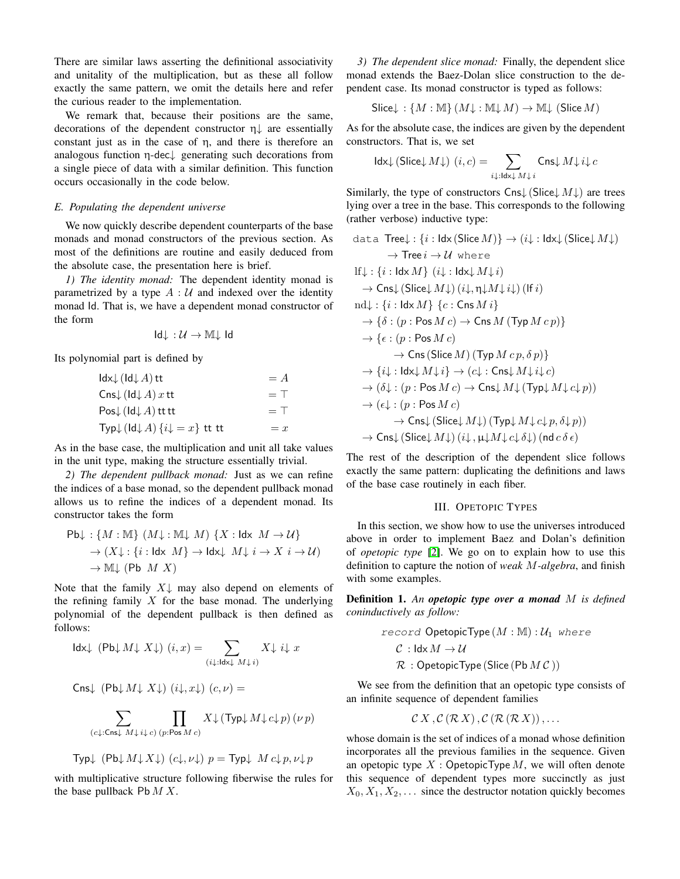There are similar laws asserting the definitional associativity and unitality of the multiplication, but as these all follow exactly the same pattern, we omit the details here and refer the curious reader to the implementation.

We remark that, because their positions are the same, decorations of the dependent constructor $\eta{\downarrow}$ are essentially constant just as in the case of $\eta$, and there is therefore an analogous function $\eta\text{-dec}{\downarrow}$ generating such decorations from a single piece of data with a similar definition. This function occurs occasionally in the code below.

### E. Populating the dependent universe

We now quickly describe dependent counterparts of the base monads and monad constructors of the previous section. As most of the definitions are routine and easily deduced from the absolute case, the presentation here is brief.

*1) The identity monad:* The dependent identity monad is parametrized by a type $A : \mathcal{U}$ and indexed over the identity monad $\mathsf{Id}$. That is, we have a dependent monad constructor of the form

$$\mathsf{Id}{\downarrow} : \mathcal{U} \to \mathbb{M}{\downarrow}\ \mathsf{Id}$$

Its polynomial part is defined by

$$\begin{aligned}
\mathsf{Idx}{\downarrow}\,(\mathsf{Id}{\downarrow}\,A)\,\mathsf{tt} &= A\\
\mathsf{Cns}{\downarrow}\,(\mathsf{Id}{\downarrow}\,A)\,x\,\mathsf{tt} &= \top\\
\mathsf{Pos}{\downarrow}\,(\mathsf{Id}{\downarrow}\,A)\,\mathsf{tt}\,\mathsf{tt} &= \top\\
\mathsf{Typ}{\downarrow}\,(\mathsf{Id}{\downarrow}\,A)\,\{i{\downarrow} = x\}\ \mathsf{tt}\ \mathsf{tt} &= x
\end{aligned}$$

As in the base case, the multiplication and unit all take values in the unit type, making the structure essentially trivial.

*2) The dependent pullback monad:* Just as we can refine the indices of a base monad, so the dependent pullback monad allows us to refine the indices of a dependent monad. Its constructor takes the form

$$\begin{aligned}
\mathsf{Pb}{\downarrow} : &\{M : \mathbb{M}\}\ (M{\downarrow} : \mathbb{M}{\downarrow}\ M)\ \{X : \mathsf{Idx}\ \ M \to \mathcal{U}\}\\
&\to (X{\downarrow} : \{i : \mathsf{Idx}\ \ M\} \to \mathsf{Idx}{\downarrow}\ \ M{\downarrow}\ i \to X\ \ i \to \mathcal{U})\\
&\to \mathbb{M}{\downarrow}\ (\mathsf{Pb}\ \ M\ X)
\end{aligned}$$

Note that the family $X{\downarrow}$ may also depend on elements of the refining family $X$ for the base monad. The underlying polynomial of the dependent pullback is then defined as follows:

$$\mathsf{Idx}{\downarrow}\ \ (\mathsf{Pb}{\downarrow}\,M{\downarrow}\ X{\downarrow})\ (i, x) = \sum_{(i{\downarrow}:\mathsf{Idx}{\downarrow}\ M{\downarrow}\,i)} X{\downarrow}\ i{\downarrow}\ x$$

$$\mathsf{Cns}{\downarrow}\ \ (\mathsf{Pb}{\downarrow}\,M{\downarrow}\ X{\downarrow})\ (i{\downarrow}, x{\downarrow})\ (c, \nu) =$$

$$\sum_{(c{\downarrow}:\mathsf{Cns}{\downarrow}\ M{\downarrow}\,i{\downarrow}\,c)}\ \prod_{(p:\mathsf{Pos}\,M\,c)} X{\downarrow}\,(\mathsf{Typ}{\downarrow}\,M{\downarrow}\,c{\downarrow}\,p)\,(\nu\,p)$$

$$\mathsf{Typ}{\downarrow}\ \ (\mathsf{Pb}{\downarrow}\,M{\downarrow}\,X{\downarrow})\ (c{\downarrow}, \nu{\downarrow})\ p = \mathsf{Typ}{\downarrow}\ \ M\,c{\downarrow}\,p, \nu{\downarrow}\,p$$

with multiplicative structure following fiberwise the rules for the base pullback $\mathsf{Pb}\,M\,X$.

*3) The dependent slice monad:* Finally, the dependent slice monad extends the Baez-Dolan slice construction to the dependent case. Its monad constructor is typed as follows:

$$\mathsf{Slice}{\downarrow} : \{M : \mathbb{M}\}\,(M{\downarrow} : \mathbb{M}{\downarrow}\,M) \to \mathbb{M}{\downarrow}\ (\mathsf{Slice}\,M)$$

As for the absolute case, the indices are given by the dependent constructors. That is, we set

$$\mathsf{Idx}{\downarrow}\,(\mathsf{Slice}{\downarrow}\,M{\downarrow})\ (i, c) = \sum_{i{\downarrow}:\mathsf{Idx}{\downarrow}\,M{\downarrow}\,i} \mathsf{Cns}{\downarrow}\,M{\downarrow}\,i{\downarrow}\,c$$

Similarly, the type of constructors $\mathsf{Cns}{\downarrow}\,(\mathsf{Slice}{\downarrow}\,M{\downarrow})$ are trees lying over a tree in the base. This corresponds to the following (rather verbose) inductive type:

$$\begin{aligned}
&\texttt{data}\ \ \mathsf{Tree}{\downarrow} : \{i : \mathsf{Idx}\,(\mathsf{Slice}\,M)\} \to (i{\downarrow} : \mathsf{Idx}{\downarrow}\,(\mathsf{Slice}{\downarrow}\,M{\downarrow})\\
&\qquad \to \mathsf{Tree}\,i \to \mathcal{U}\ \ \texttt{where}\\
&\mathrm{lf}{\downarrow} : \{i : \mathsf{Idx}\,M\}\ (i{\downarrow} : \mathsf{Idx}{\downarrow}\,M{\downarrow}\,i)\\
&\quad \to \mathsf{Cns}{\downarrow}\,(\mathsf{Slice}{\downarrow}\,M{\downarrow})\,(i{\downarrow}, \eta{\downarrow}M{\downarrow}\,i{\downarrow})\,(\mathsf{lf}\,i)\\
&\mathrm{nd}{\downarrow} : \{i : \mathsf{Idx}\,M\}\ \{c : \mathsf{Cns}\,M\,i\}\\
&\quad \to \{\delta : (p : \mathsf{Pos}\,M\,c) \to \mathsf{Cns}\,M\,(\mathsf{Typ}\,M\,c\,p)\}\\
&\quad \to \{\epsilon : (p : \mathsf{Pos}\,M\,c)\\
&\qquad\quad \to \mathsf{Cns}\,(\mathsf{Slice}\,M)\,(\mathsf{Typ}\,M\,c\,p, \delta\,p)\}\\
&\quad \to \{i{\downarrow} : \mathsf{Idx}{\downarrow}\,M{\downarrow}\,i\} \to (c{\downarrow} : \mathsf{Cns}{\downarrow}\,M{\downarrow}\,i{\downarrow}\,c)\\
&\quad \to (\delta{\downarrow} : (p : \mathsf{Pos}\,M\,c) \to \mathsf{Cns}{\downarrow}\,M{\downarrow}\,(\mathsf{Typ}{\downarrow}\,M{\downarrow}\,c{\downarrow}\,p))\\
&\quad \to (\epsilon{\downarrow} : (p : \mathsf{Pos}\,M\,c)\\
&\qquad\quad \to \mathsf{Cns}{\downarrow}\,(\mathsf{Slice}{\downarrow}\,M{\downarrow})\,(\mathsf{Typ}{\downarrow}\,M{\downarrow}\,c{\downarrow}\,p, \delta{\downarrow}\,p))\\
&\quad \to \mathsf{Cns}{\downarrow}\,(\mathsf{Slice}{\downarrow}\,M{\downarrow})\,(i{\downarrow}, \mu{\downarrow}M{\downarrow}\,c{\downarrow}\,\delta{\downarrow})\,(\mathsf{nd}\,c\,\delta\,\epsilon)
\end{aligned}$$

The rest of the description of the dependent slice follows exactly the same pattern: duplicating the definitions and laws of the base case routinely in each fiber.

## III. Opetopic Types

In this section, we show how to use the universes introduced above in order to implement Baez and Dolan's definition of *opetopic type* [2]. We go on to explain how to use this definition to capture the notion of *weak $M$-algebra*, and finish with some examples.

**Definition 1.** *An **opetopic type over a monad** $M$ is defined coninductively as follow:*

$$\begin{aligned}
&\textit{record}\ \mathsf{OpetopicType}\,(M : \mathbb{M}) : \mathcal{U}_1\ \textit{where}\\
&\quad \mathcal{C}\ : \mathsf{Idx}\,M \to \mathcal{U}\\
&\quad \mathcal{R}\ : \mathsf{OpetopicType}\,(\mathsf{Slice}\,(\mathsf{Pb}\,M\,\mathcal{C}\,))
\end{aligned}$$

We see from the definition that an opetopic type consists of an infinite sequence of dependent families

$$\mathcal{C}\,X\,, \mathcal{C}\,(\mathcal{R}\,X)\,, \mathcal{C}\,(\mathcal{R}\,(\mathcal{R}\,X))\,, \ldots$$

whose domain is the set of indices of a monad whose definition incorporates all the previous families in the sequence. Given an opetopic type $X$ : $\mathsf{OpetopicType}\,M$, we will often denote this sequence of dependent types more succinctly as just $X_0, X_1, X_2, \ldots$ since the destructor notation quickly becomes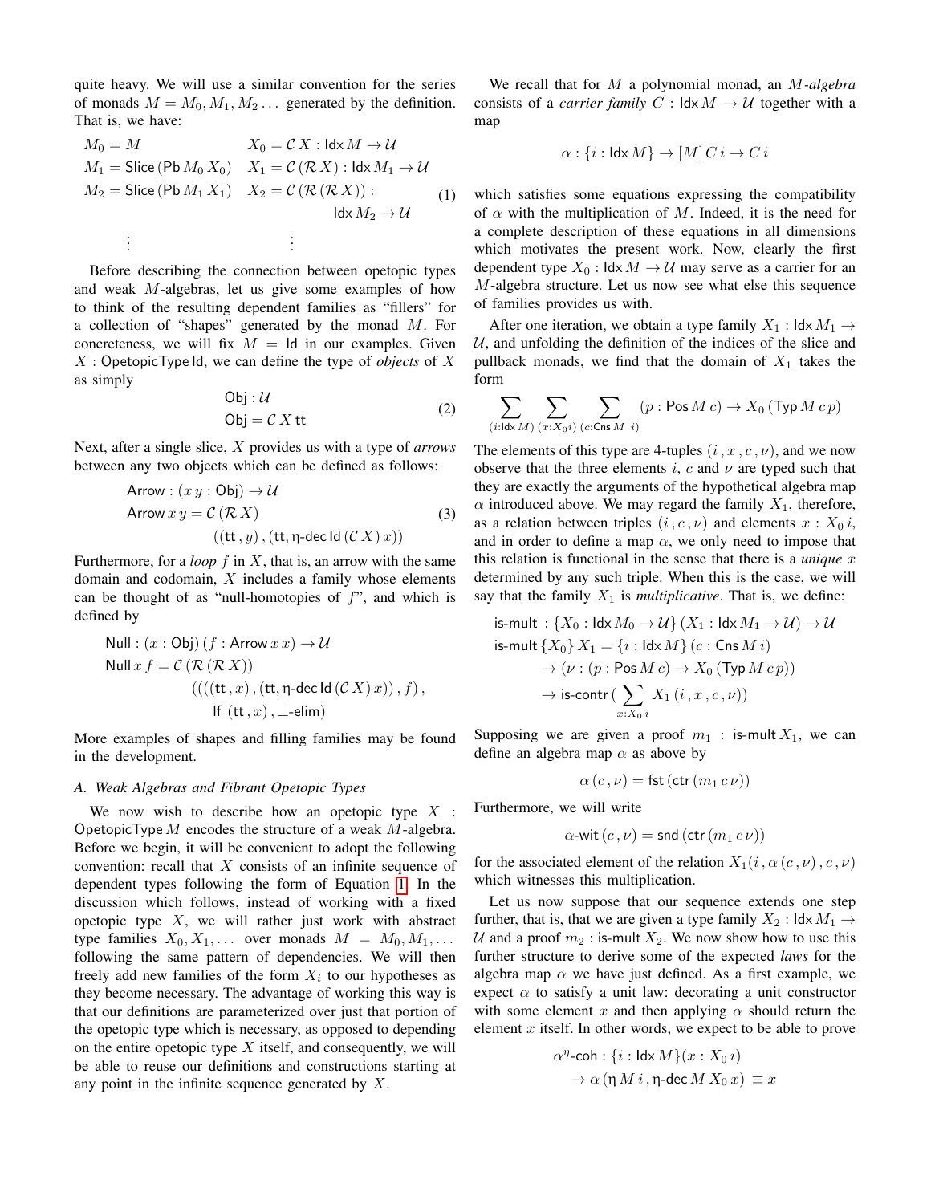quite heavy. We will use a similar convention for the series of monads $M = M_0, M_1, M_2 \ldots$ generated by the definition. That is, we have:

$$
\begin{array}{ll}
M_0 = M & X_0 = \mathcal{C}\, X : \mathsf{Idx}\, M \to \mathcal{U} \\
M_1 = \mathsf{Slice}\,(\mathsf{Pb}\, M_0\, X_0) & X_1 = \mathcal{C}\,(\mathcal{R}\, X) : \mathsf{Idx}\, M_1 \to \mathcal{U} \\
M_2 = \mathsf{Slice}\,(\mathsf{Pb}\, M_1\, X_1) & X_2 = \mathcal{C}\,(\mathcal{R}\,(\mathcal{R}\, X)) : \\
 & \qquad \mathsf{Idx}\, M_2 \to \mathcal{U} \\
\vdots & \vdots
\end{array}
\tag{1}
$$

Before describing the connection between opetopic types and weak $M$-algebras, let us give some examples of how to think of the resulting dependent families as "fillers" for a collection of "shapes" generated by the monad $M$. For concreteness, we will fix $M = \mathsf{Id}$ in our examples. Given $X : \mathsf{OpetopicType}\, \mathsf{Id}$, we can define the type of *objects* of $X$ as simply

$$
\begin{aligned}
&\mathsf{Obj} : \mathcal{U} \\
&\mathsf{Obj} = \mathcal{C}\, X\, \mathsf{tt}
\end{aligned}
\tag{2}
$$

Next, after a single slice, $X$ provides us with a type of *arrows* between any two objects which can be defined as follows:

$$
\begin{aligned}
&\mathsf{Arrow} : (x\, y : \mathsf{Obj}) \to \mathcal{U} \\
&\mathsf{Arrow}\, x\, y = \mathcal{C}\,(\mathcal{R}\, X) \\
&\qquad ((\mathsf{tt}\,,y)\,, (\mathsf{tt}, \eta\text{-}\mathsf{dec}\, \mathsf{Id}\,(\mathcal{C}\, X)\, x))
\end{aligned}
\tag{3}
$$

Furthermore, for a *loop* $f$ in $X$, that is, an arrow with the same domain and codomain, $X$ includes a family whose elements can be thought of as "null-homotopies of $f$", and which is defined by

$$
\begin{aligned}
&\mathsf{Null} : (x : \mathsf{Obj})\, (f : \mathsf{Arrow}\, x\, x) \to \mathcal{U} \\
&\mathsf{Null}\, x\, f = \mathcal{C}\,(\mathcal{R}\,(\mathcal{R}\, X)) \\
&\qquad ((((\mathsf{tt}\,, x)\,, (\mathsf{tt}, \eta\text{-}\mathsf{dec}\, \mathsf{Id}\,(\mathcal{C}\, X)\, x))\,, f)\,, \\
&\qquad\quad \mathsf{lf}\ (\mathsf{tt}\,, x)\,, \bot\text{-}\mathsf{elim})
\end{aligned}
$$

More examples of shapes and filling families may be found in the development.

### A. Weak Algebras and Fibrant Opetopic Types

We now wish to describe how an opetopic type $X : \mathsf{OpetopicType}\, M$ encodes the structure of a weak $M$-algebra. Before we begin, it will be convenient to adopt the following convention: recall that $X$ consists of an infinite sequence of dependent types following the form of Equation 1. In the discussion which follows, instead of working with a fixed opetopic type $X$, we will rather just work with abstract type families $X_0, X_1, \ldots$ over monads $M = M_0, M_1, \ldots$ following the same pattern of dependencies. We will then freely add new families of the form $X_i$ to our hypotheses as they become necessary. The advantage of working this way is that our definitions are parameterized over just that portion of the opetopic type which is necessary, as opposed to depending on the entire opetopic type $X$ itself, and consequently, we will be able to reuse our definitions and constructions starting at any point in the infinite sequence generated by $X$.

We recall that for $M$ a polynomial monad, an *$M$-algebra* consists of a *carrier family* $C : \mathsf{Idx}\, M \to \mathcal{U}$ together with a map

$$
\alpha : \{i : \mathsf{Idx}\, M\} \to [M]\, C\, i \to C\, i
$$

which satisfies some equations expressing the compatibility of $\alpha$ with the multiplication of $M$. Indeed, it is the need for a complete description of these equations in all dimensions which motivates the present work. Now, clearly the first dependent type $X_0 : \mathsf{Idx}\, M \to \mathcal{U}$ may serve as a carrier for an $M$-algebra structure. Let us now see what else this sequence of families provides us with.

After one iteration, we obtain a type family $X_1 : \mathsf{Idx}\, M_1 \to \mathcal{U}$, and unfolding the definition of the indices of the slice and pullback monads, we find that the domain of $X_1$ takes the form

$$
\sum_{(i : \mathsf{Idx}\, M)}\ \sum_{(x : X_0 i)}\ \sum_{(c : \mathsf{Cns}\, M\ i)} (p : \mathsf{Pos}\, M\, c) \to X_0\,(\mathsf{Typ}\, M\, c\, p)
$$

The elements of this type are 4-tuples $(i\,, x\,, c\,, \nu)$, and we now observe that the three elements $i$, $c$ and $\nu$ are typed such that they are exactly the arguments of the hypothetical algebra map $\alpha$ introduced above. We may regard the family $X_1$, therefore, as a relation between triples $(i\,, c\,, \nu)$ and elements $x : X_0\, i$, and in order to define a map $\alpha$, we only need to impose that this relation is functional in the sense that there is a *unique* $x$ determined by any such triple. When this is the case, we will say that the family $X_1$ is *multiplicative*. That is, we define:

$$
\begin{aligned}
&\mathsf{is\text{-}mult}\ : \{X_0 : \mathsf{Idx}\, M_0 \to \mathcal{U}\}\, (X_1 : \mathsf{Idx}\, M_1 \to \mathcal{U}) \to \mathcal{U} \\
&\mathsf{is\text{-}mult}\, \{X_0\}\, X_1 = \{i : \mathsf{Idx}\, M\}\, (c : \mathsf{Cns}\, M\, i) \\
&\qquad \to (\nu : (p : \mathsf{Pos}\, M\, c) \to X_0\,(\mathsf{Typ}\, M\, c\, p)) \\
&\qquad \to \mathsf{is\text{-}contr}\,(\sum_{x : X_0\, i} X_1\,(i\,, x\,, c\,, \nu))
\end{aligned}
$$

Supposing we are given a proof $m_1 : \mathsf{is\text{-}mult}\, X_1$, we can define an algebra map $\alpha$ as above by

$$
\alpha\,(c\,, \nu) = \mathsf{fst}\,(\mathsf{ctr}\,(m_1\, c\, \nu))
$$

Furthermore, we will write

$$
\alpha\text{-}\mathsf{wit}\,(c\,, \nu) = \mathsf{snd}\,(\mathsf{ctr}\,(m_1\, c\, \nu))
$$

for the associated element of the relation $X_1(i\,, \alpha\,(c\,, \nu)\,, c\,, \nu)$ which witnesses this multiplication.

Let us now suppose that our sequence extends one step further, that is, that we are given a type family $X_2 : \mathsf{Idx}\, M_1 \to \mathcal{U}$ and a proof $m_2 : \mathsf{is\text{-}mult}\, X_2$. We now show how to use this further structure to derive some of the expected *laws* for the algebra map $\alpha$ we have just defined. As a first example, we expect $\alpha$ to satisfy a unit law: decorating a unit constructor with some element $x$ and then applying $\alpha$ should return the element $x$ itself. In other words, we expect to be able to prove

$$
\begin{aligned}
&\alpha^{\eta}\text{-}\mathsf{coh} : \{i : \mathsf{Idx}\, M\}(x : X_0\, i) \\
&\qquad \to \alpha\,(\eta\, M\, i\,, \eta\text{-}\mathsf{dec}\, M\, X_0\, x) \equiv x
\end{aligned}
$$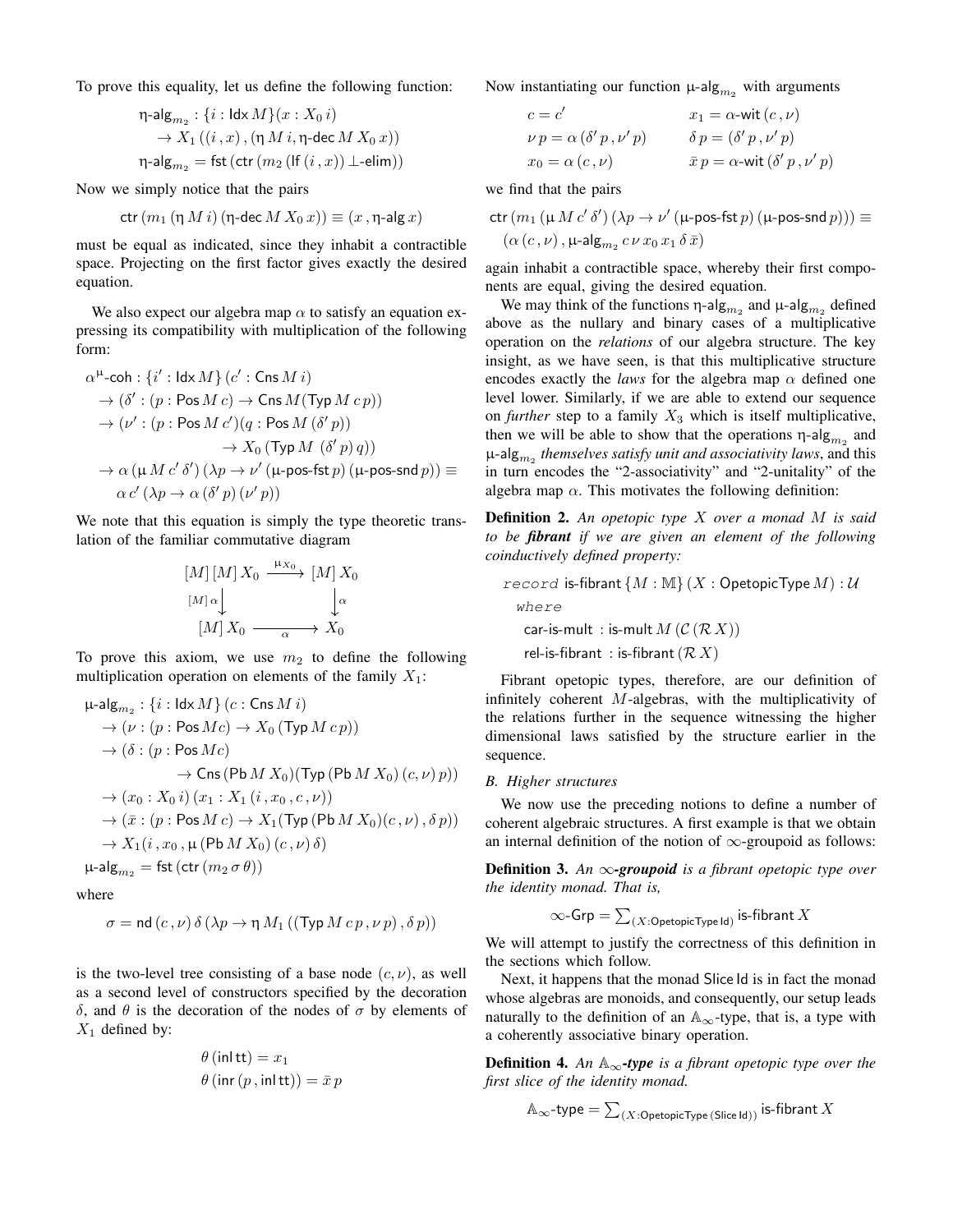To prove this equality, let us define the following function:

$$\begin{aligned}
&\eta\text{-alg}_{m_2} : \{i : \mathsf{Idx}\, M\}(x : X_0\, i) \\
&\quad \to X_1\,((i\,, x)\,, (\eta\, M\, i, \eta\text{-dec}\, M\, X_0\, x)) \\
&\eta\text{-alg}_{m_2} = \mathsf{fst}\,(\mathsf{ctr}\,(m_2\,(\mathsf{lf}\,(i\,, x))\,\bot\text{-elim}))
\end{aligned}$$

Now we simply notice that the pairs

$$\mathsf{ctr}\,(m_1\,(\eta\, M\, i)\,(\eta\text{-dec}\, M\, X_0\, x)) \equiv (x\,, \eta\text{-alg}\, x)$$

must be equal as indicated, since they inhabit a contractible space. Projecting on the first factor gives exactly the desired equation.

We also expect our algebra map $\alpha$ to satisfy an equation expressing its compatibility with multiplication of the following form:

$$\begin{aligned}
&\alpha^{\mu}\text{-coh} : \{i' : \mathsf{Idx}\, M\}\,(c' : \mathsf{Cns}\, M\, i) \\
&\quad \to (\delta' : (p : \mathsf{Pos}\, M\, c) \to \mathsf{Cns}\, M(\mathsf{Typ}\, M\, c\, p)) \\
&\quad \to (\nu' : (p : \mathsf{Pos}\, M\, c')(q : \mathsf{Pos}\, M\,(\delta'\, p)) \\
&\qquad\qquad \to X_0\,(\mathsf{Typ}\, M\;(\delta'\, p)\, q)) \\
&\quad \to \alpha\,(\mu\, M\, c'\, \delta')\,(\lambda p \to \nu'\,(\mu\text{-pos-fst}\, p)\,(\mu\text{-pos-snd}\, p)) \equiv \\
&\qquad \alpha\, c'\,(\lambda p \to \alpha\,(\delta'\, p)\,(\nu'\, p))
\end{aligned}$$

We note that this equation is simply the type theoretic translation of the familiar commutative diagram

$$\begin{array}{ccc}
[M]\,[M]\,X_0 & \xrightarrow{\mu_{X_0}} & [M]\,X_0 \\
{\scriptstyle [M]\,\alpha}\downarrow & & \downarrow{\scriptstyle \alpha} \\
[M]\,X_0 & \xrightarrow[\alpha]{} & X_0
\end{array}$$

To prove this axiom, we use $m_2$ to define the following multiplication operation on elements of the family $X_1$:

$$\begin{aligned}
&\mu\text{-alg}_{m_2} : \{i : \mathsf{Idx}\, M\}\,(c : \mathsf{Cns}\, M\, i) \\
&\quad \to (\nu : (p : \mathsf{Pos}\, M c) \to X_0\,(\mathsf{Typ}\, M\, c\, p)) \\
&\quad \to (\delta : (p : \mathsf{Pos}\, M c) \\
&\qquad\qquad \to \mathsf{Cns}\,(\mathsf{Pb}\, M\, X_0)(\mathsf{Typ}\,(\mathsf{Pb}\, M\, X_0)\,(c, \nu)\, p)) \\
&\quad \to (x_0 : X_0\, i)\,(x_1 : X_1\,(i\,, x_0\,, c\,, \nu)) \\
&\quad \to (\bar{x} : (p : \mathsf{Pos}\, M\, c) \to X_1(\mathsf{Typ}\,(\mathsf{Pb}\, M\, X_0)(c\,, \nu)\,, \delta\, p)) \\
&\quad \to X_1(i\,, x_0\,, \mu\,(\mathsf{Pb}\, M\, X_0)\,(c\,, \nu)\,\delta) \\
&\mu\text{-alg}_{m_2} = \mathsf{fst}\,(\mathsf{ctr}\,(m_2\,\sigma\,\theta))
\end{aligned}$$

where

$$\sigma = \mathsf{nd}\,(c\,, \nu)\,\delta\,(\lambda p \to \eta\, M_1\,((\mathsf{Typ}\, M\, c\, p\,, \nu\, p)\,, \delta\, p))$$

is the two-level tree consisting of a base node $(c, \nu)$, as well as a second level of constructors specified by the decoration $\delta$, and $\theta$ is the decoration of the nodes of $\sigma$ by elements of $X_1$ defined by:

$$\begin{aligned}
\theta\,(\mathsf{inl}\,\mathsf{tt}) &= x_1 \\
\theta\,(\mathsf{inr}\,(p\,, \mathsf{inl}\,\mathsf{tt})) &= \bar{x}\, p
\end{aligned}$$

Now instantiating our function $\mu\text{-alg}_{m_2}$ with arguments

$$\begin{aligned}
&c = c' && x_1 = \alpha\text{-wit}\,(c\,, \nu) \\
&\nu\, p = \alpha\,(\delta'\, p\,, \nu'\, p) && \delta\, p = (\delta'\, p\,, \nu'\, p) \\
&x_0 = \alpha\,(c\,, \nu) && \bar{x}\, p = \alpha\text{-wit}\,(\delta'\, p\,, \nu'\, p)
\end{aligned}$$

we find that the pairs

$$\begin{aligned}
&\mathsf{ctr}\,(m_1\,(\mu\, M\, c'\,\delta')\,(\lambda p \to \nu'\,(\mu\text{-pos-fst}\, p)\,(\mu\text{-pos-snd}\, p))) \equiv \\
&\quad (\alpha\,(c\,, \nu)\,, \mu\text{-alg}_{m_2}\, c\,\nu\, x_0\, x_1\,\delta\,\bar{x})
\end{aligned}$$

again inhabit a contractible space, whereby their first components are equal, giving the desired equation.

We may think of the functions $\eta\text{-alg}_{m_2}$ and $\mu\text{-alg}_{m_2}$ defined above as the nullary and binary cases of a multiplicative operation on the *relations* of our algebra structure. The key insight, as we have seen, is that this multiplicative structure encodes exactly the *laws* for the algebra map $\alpha$ defined one level lower. Similarly, if we are able to extend our sequence on *further* step to a family $X_3$ which is itself multiplicative, then we will be able to show that the operations $\eta\text{-alg}_{m_2}$ and $\mu\text{-alg}_{m_2}$ *themselves satisfy unit and associativity laws*, and this in turn encodes the "2-associativity" and "2-unitality" of the algebra map $\alpha$. This motivates the following definition:

**Definition 2.** *An opetopic type $X$ over a monad $M$ is said to be **fibrant** if we are given an element of the following coinductively defined property:*

$$\begin{aligned}
&\mathit{record}\ \mathsf{is\text{-}fibrant}\,\{M : \mathbb{M}\}\,(X : \mathsf{OpetopicType}\, M) : \mathcal{U} \\
&\quad \mathit{where} \\
&\quad\; \mathsf{car\text{-}is\text{-}mult} : \mathsf{is\text{-}mult}\, M\,(\mathcal{C}\,(\mathcal{R}\, X)) \\
&\quad\; \mathsf{rel\text{-}is\text{-}fibrant} : \mathsf{is\text{-}fibrant}\,(\mathcal{R}\, X)
\end{aligned}$$

Fibrant opetopic types, therefore, are our definition of infinitely coherent $M$-algebras, with the multiplicativity of the relations further in the sequence witnessing the higher dimensional laws satisfied by the structure earlier in the sequence.

### B. Higher structures

We now use the preceding notions to define a number of coherent algebraic structures. A first example is that we obtain an internal definition of the notion of $\infty$-groupoid as follows:

**Definition 3.** *An $\infty$**-groupoid** is a fibrant opetopic type over the identity monad. That is,*

$$\infty\text{-}\mathsf{Grp} = \textstyle\sum_{(X : \mathsf{OpetopicType\,Id})} \mathsf{is\text{-}fibrant}\, X$$

We will attempt to justify the correctness of this definition in the sections which follow.

Next, it happens that the monad Slice Id is in fact the monad whose algebras are monoids, and consequently, our setup leads naturally to the definition of an $\mathbb{A}_\infty$-type, that is, a type with a coherently associative binary operation.

**Definition 4.** *An $\mathbb{A}_\infty$**-type** is a fibrant opetopic type over the first slice of the identity monad.*

$$\mathbb{A}_\infty\text{-}\mathsf{type} = \textstyle\sum_{(X : \mathsf{OpetopicType\,(Slice\,Id)})} \mathsf{is\text{-}fibrant}\, X$$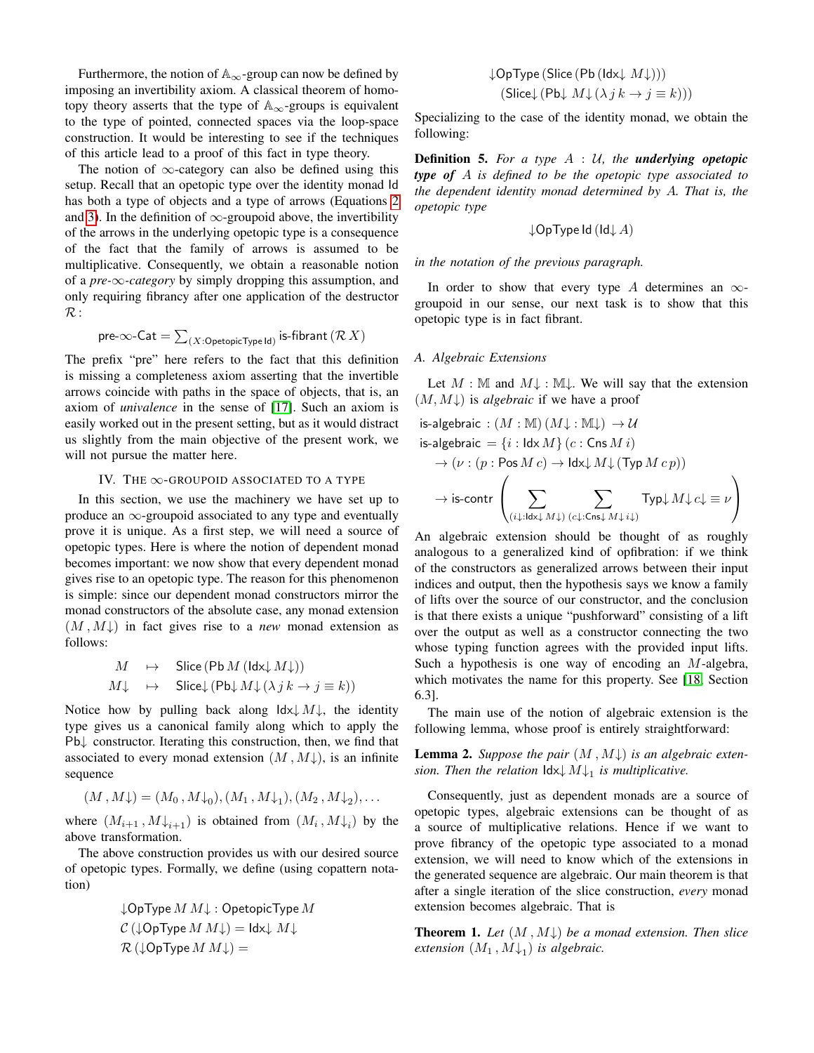Furthermore, the notion of $\mathbb{A}_\infty$-group can now be defined by imposing an invertibility axiom. A classical theorem of homotopy theory asserts that the type of $\mathbb{A}_\infty$-groups is equivalent to the type of pointed, connected spaces via the loop-space construction. It would be interesting to see if the techniques of this article lead to a proof of this fact in type theory.

The notion of $\infty$-category can also be defined using this setup. Recall that an opetopic type over the identity monad $\mathsf{Id}$ has both a type of objects and a type of arrows (Equations 2 and 3). In the definition of $\infty$-groupoid above, the invertibility of the arrows in the underlying opetopic type is a consequence of the fact that the family of arrows is assumed to be multiplicative. Consequently, we obtain a reasonable notion of a *pre-$\infty$-category* by simply dropping this assumption, and only requiring fibrancy after one application of the destructor $\mathcal{R}$ :

$$\text{pre-}\infty\text{-}\mathsf{Cat} = \textstyle\sum_{(X:\mathsf{OpetopicType}\,\mathsf{Id})} \mathsf{is\text{-}fibrant}\,(\mathcal{R}\,X)$$

The prefix "pre" here refers to the fact that this definition is missing a completeness axiom asserting that the invertible arrows coincide with paths in the space of objects, that is, an axiom of *univalence* in the sense of [17]. Such an axiom is easily worked out in the present setting, but as it would distract us slightly from the main objective of the present work, we will not pursue the matter here.

## IV. The $\infty$-groupoid associated to a type

In this section, we use the machinery we have set up to produce an $\infty$-groupoid associated to any type and eventually prove it is unique. As a first step, we will need a source of opetopic types. Here is where the notion of dependent monad becomes important: we now show that every dependent monad gives rise to an opetopic type. The reason for this phenomenon is simple: since our dependent monad constructors mirror the monad constructors of the absolute case, any monad extension $(M\,, M{\downarrow})$ in fact gives rise to a *new* monad extension as follows:

$$\begin{aligned} M \quad &\mapsto \quad \mathsf{Slice}\,(\mathsf{Pb}\,M\,(\mathsf{Idx}{\downarrow}\,M{\downarrow})) \\ M{\downarrow} \quad &\mapsto \quad \mathsf{Slice}{\downarrow}\,(\mathsf{Pb}{\downarrow}\,M{\downarrow}\,(\lambda\,j\,k \to j \equiv k)) \end{aligned}$$

Notice how by pulling back along $\mathsf{Idx}{\downarrow}\,M{\downarrow}$, the identity type gives us a canonical family along which to apply the $\mathsf{Pb}{\downarrow}$ constructor. Iterating this construction, then, we find that associated to every monad extension $(M\,, M{\downarrow})$, is an infinite sequence

$$(M\,, M{\downarrow}) = (M_0\,, M{\downarrow}_0), (M_1\,, M{\downarrow}_1), (M_2\,, M{\downarrow}_2), \ldots$$

where $(M_{i+1}\,, M{\downarrow}_{i+1})$ is obtained from $(M_i\,, M{\downarrow}_i)$ by the above transformation.

The above construction provides us with our desired source of opetopic types. Formally, we define (using copattern notation)

$$\begin{aligned} &{\downarrow}\mathsf{OpType}\,M\,M{\downarrow} : \mathsf{OpetopicType}\,M \\ &\mathcal{C}\,({\downarrow}\mathsf{OpType}\,M\,M{\downarrow}) = \mathsf{Idx}{\downarrow}\,M{\downarrow} \\ &\mathcal{R}\,({\downarrow}\mathsf{OpType}\,M\,M{\downarrow}) = \\ &\quad {\downarrow}\mathsf{OpType}\,(\mathsf{Slice}\,(\mathsf{Pb}\,(\mathsf{Idx}{\downarrow}\,M{\downarrow}))) \\ &\quad\quad (\mathsf{Slice}{\downarrow}\,(\mathsf{Pb}{\downarrow}\,M{\downarrow}\,(\lambda\,j\,k \to j \equiv k))) \end{aligned}$$

Specializing to the case of the identity monad, we obtain the following:

**Definition 5.** *For a type $A : \mathcal{U}$, the* ***underlying opetopic type of*** *$A$ is defined to be the opetopic type associated to the dependent identity monad determined by $A$. That is, the opetopic type*

$${\downarrow}\mathsf{OpType}\,\mathsf{Id}\,(\mathsf{Id}{\downarrow}\,A)$$

*in the notation of the previous paragraph.*

In order to show that every type $A$ determines an $\infty$-groupoid in our sense, our next task is to show that this opetopic type is in fact fibrant.

### A. Algebraic Extensions

Let $M : \mathbb{M}$ and $M{\downarrow} : \mathbb{M}{\downarrow}$. We will say that the extension $(M, M{\downarrow})$ is *algebraic* if we have a proof

$$\begin{aligned} &\mathsf{is\text{-}algebraic} : (M : \mathbb{M})\,(M{\downarrow} : \mathbb{M}{\downarrow}) \to \mathcal{U} \\ &\mathsf{is\text{-}algebraic} = \{i : \mathsf{Idx}\,M\}\,(c : \mathsf{Cns}\,M\,i) \\ &\quad \to (\nu : (p : \mathsf{Pos}\,M\,c) \to \mathsf{Idx}{\downarrow}\,M{\downarrow}\,(\mathsf{Typ}\,M\,c\,p)) \\ &\quad \to \mathsf{is\text{-}contr}\left( \sum_{(i{\downarrow}:\mathsf{Idx}{\downarrow}\,M{\downarrow})} \sum_{(c{\downarrow}:\mathsf{Cns}{\downarrow}\,M{\downarrow}\,i{\downarrow})} \mathsf{Typ}{\downarrow}\,M{\downarrow}\,c{\downarrow} \equiv \nu \right) \end{aligned}$$

An algebraic extension should be thought of as roughly analogous to a generalized kind of opfibration: if we think of the constructors as generalized arrows between their input indices and output, then the hypothesis says we know a family of lifts over the source of our constructor, and the conclusion is that there exists a unique "pushforward" consisting of a lift over the output as well as a constructor connecting the two whose typing function agrees with the provided input lifts. Such a hypothesis is one way of encoding an $M$-algebra, which motivates the name for this property. See [18, Section 6.3].

The main use of the notion of algebraic extension is the following lemma, whose proof is entirely straightforward:

**Lemma 2.** *Suppose the pair $(M\,, M{\downarrow})$ is an algebraic extension. Then the relation $\mathsf{Idx}{\downarrow}\,M{\downarrow}_1$ is multiplicative.*

Consequently, just as dependent monads are a source of opetopic types, algebraic extensions can be thought of as a source of multiplicative relations. Hence if we want to prove fibrancy of the opetopic type associated to a monad extension, we will need to know which of the extensions in the generated sequence are algebraic. Our main theorem is that after a single iteration of the slice construction, *every* monad extension becomes algebraic. That is

**Theorem 1.** *Let $(M\,, M{\downarrow})$ be a monad extension. Then slice extension $(M_1\,, M{\downarrow}_1)$ is algebraic.*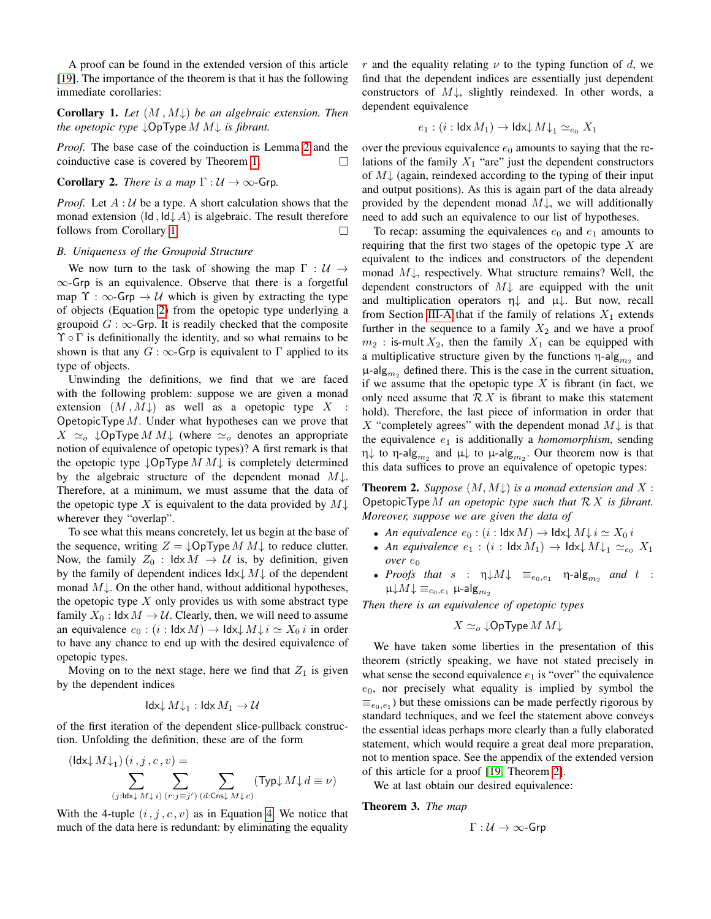A proof can be found in the extended version of this article [19]. The importance of the theorem is that it has the following immediate corollaries:

**Corollary 1.** *Let $(M, M{\downarrow})$ be an algebraic extension. Then the opetopic type $\downarrow\mathsf{OpType}\, M\, M{\downarrow}$ is fibrant.*

*Proof.* The base case of the coinduction is Lemma 2 and the coinductive case is covered by Theorem 1. □

**Corollary 2.** *There is a map $\Gamma : \mathcal{U} \to \infty\text{-}\mathsf{Grp}$.*

*Proof.* Let $A : \mathcal{U}$ be a type. A short calculation shows that the monad extension $(\mathsf{Id}, \mathsf{Id}{\downarrow}\, A)$ is algebraic. The result therefore follows from Corollary 1. □

### B. Uniqueness of the Groupoid Structure

We now turn to the task of showing the map $\Gamma : \mathcal{U} \to \infty\text{-}\mathsf{Grp}$ is an equivalence. Observe that there is a forgetful map $\Upsilon : \infty\text{-}\mathsf{Grp} \to \mathcal{U}$ which is given by extracting the type of objects (Equation 2) from the opetopic type underlying a groupoid $G : \infty\text{-}\mathsf{Grp}$. It is readily checked that the composite $\Upsilon \circ \Gamma$ is definitionally the identity, and so what remains to be shown is that any $G : \infty\text{-}\mathsf{Grp}$ is equivalent to $\Gamma$ applied to its type of objects.

Unwinding the definitions, we find that we are faced with the following problem: suppose we are given a monad extension $(M, M{\downarrow})$ as well as a opetopic type $X : \mathsf{OpetopicType}\, M$. Under what hypotheses can we prove that $X \simeq_o \downarrow\mathsf{OpType}\, M\, M{\downarrow}$ (where $\simeq_o$ denotes an appropriate notion of equivalence of opetopic types)? A first remark is that the opetopic type $\downarrow\mathsf{OpType}\, M\, M{\downarrow}$ is completely determined by the algebraic structure of the dependent monad $M{\downarrow}$. Therefore, at a minimum, we must assume that the data of the opetopic type $X$ is equivalent to the data provided by $M{\downarrow}$ wherever they "overlap".

To see what this means concretely, let us begin at the base of the sequence, writing $Z = \downarrow\mathsf{OpType}\, M\, M{\downarrow}$ to reduce clutter. Now, the family $Z_0 : \mathsf{Idx}\, M \to \mathcal{U}$ is, by definition, given by the family of dependent indices $\mathsf{Idx}{\downarrow}\, M{\downarrow}$ of the dependent monad $M{\downarrow}$. On the other hand, without additional hypotheses, the opetopic type $X$ only provides us with some abstract type family $X_0 : \mathsf{Idx}\, M \to \mathcal{U}$. Clearly, then, we will need to assume an equivalence $e_0 : (i : \mathsf{Idx}\, M) \to \mathsf{Idx}{\downarrow}\, M{\downarrow}\, i \simeq X_0\, i$ in order to have any chance to end up with the desired equivalence of opetopic types.

Moving on to the next stage, here we find that $Z_1$ is given by the dependent indices

$$\mathsf{Idx}{\downarrow}\, M{\downarrow}_1 : \mathsf{Idx}\, M_1 \to \mathcal{U}$$

of the first iteration of the dependent slice-pullback construction. Unfolding the definition, these are of the form

$$(\mathsf{Idx}{\downarrow}\, M{\downarrow}_1)\,(i\,, j\,, c\,, v) = \sum_{(j : \mathsf{Idx}{\downarrow}\, M{\downarrow}\, i)} \sum_{(r : j \equiv j')} \sum_{(d : \mathsf{Cns}{\downarrow}\, M{\downarrow}\, c)} (\mathsf{Typ}{\downarrow}\, M{\downarrow}\, d \equiv \nu)$$

With the 4-tuple $(i\,, j\,, c\,, v)$ as in Equation 4. We notice that much of the data here is redundant: by eliminating the equality $r$ and the equality relating $\nu$ to the typing function of $d$, we find that the dependent indices are essentially just dependent constructors of $M{\downarrow}$, slightly reindexed. In other words, a dependent equivalence

$$e_1 : (i : \mathsf{Idx}\, M_1) \to \mathsf{Idx}{\downarrow}\, M{\downarrow}_1 \simeq_{e_0} X_1$$

over the previous equivalence $e_0$ amounts to saying that the relations of the family $X_1$ "are" just the dependent constructors of $M{\downarrow}$ (again, reindexed according to the typing of their input and output positions). As this is again part of the data already provided by the dependent monad $M{\downarrow}$, we will additionally need to add such an equivalence to our list of hypotheses.

To recap: assuming the equivalences $e_0$ and $e_1$ amounts to requiring that the first two stages of the opetopic type $X$ are equivalent to the indices and constructors of the dependent monad $M{\downarrow}$, respectively. What structure remains? Well, the dependent constructors of $M{\downarrow}$ are equipped with the unit and multiplication operators $\eta{\downarrow}$ and $\mu{\downarrow}$. But now, recall from Section III-A that if the family of relations $X_1$ extends further in the sequence to a family $X_2$ and we have a proof $m_2 : \mathsf{is\text{-}mult}\, X_2$, then the family $X_1$ can be equipped with a multiplicative structure given by the functions $\eta\text{-}\mathsf{alg}_{m_2}$ and $\mu\text{-}\mathsf{alg}_{m_2}$ defined there. This is the case in the current situation, if we assume that the opetopic type $X$ is fibrant (in fact, we only need assume that $\mathcal{R}\, X$ is fibrant to make this statement hold). Therefore, the last piece of information in order that $X$ "completely agrees" with the dependent monad $M{\downarrow}$ is that the equivalence $e_1$ is additionally a *homomorphism*, sending $\eta{\downarrow}$ to $\eta\text{-}\mathsf{alg}_{m_2}$ and $\mu{\downarrow}$ to $\mu\text{-}\mathsf{alg}_{m_2}$. Our theorem now is that this data suffices to prove an equivalence of opetopic types:

**Theorem 2.** *Suppose $(M, M{\downarrow})$ is a monad extension and $X : \mathsf{OpetopicType}\, M$ an opetopic type such that $\mathcal{R}\, X$ is fibrant. Moreover, suppose we are given the data of*

- *An equivalence $e_0 : (i : \mathsf{Idx}\, M) \to \mathsf{Idx}{\downarrow}\, M{\downarrow}\, i \simeq X_0\, i$*
- *An equivalence $e_1 : (i : \mathsf{Idx}\, M_1) \to \mathsf{Idx}{\downarrow}\, M{\downarrow}_1 \simeq_{e_0} X_1$ over $e_0$*
- *Proofs that $s : \eta{\downarrow}M{\downarrow} \equiv_{e_0,e_1} \eta\text{-}\mathsf{alg}_{m_2}$ and $t : \mu{\downarrow}M{\downarrow} \equiv_{e_0,e_1} \mu\text{-}\mathsf{alg}_{m_2}$*

*Then there is an equivalence of opetopic types*

$$X \simeq_o \downarrow\mathsf{OpType}\, M\, M{\downarrow}$$

We have taken some liberties in the presentation of this theorem (strictly speaking, we have not stated precisely in what sense the second equivalence $e_1$ is "over" the equivalence $e_0$, nor precisely what equality is implied by symbol the $\equiv_{e_0,e_1}$) but these omissions can be made perfectly rigorous by standard techniques, and we feel the statement above conveys the essential ideas perhaps more clearly than a fully elaborated statement, which would require a great deal more preparation, not to mention space. See the appendix of the extended version of this article for a proof [19, Theorem 2].

We at last obtain our desired equivalence:

**Theorem 3.** *The map*

$$\Gamma : \mathcal{U} \to \infty\text{-}\mathsf{Grp}$$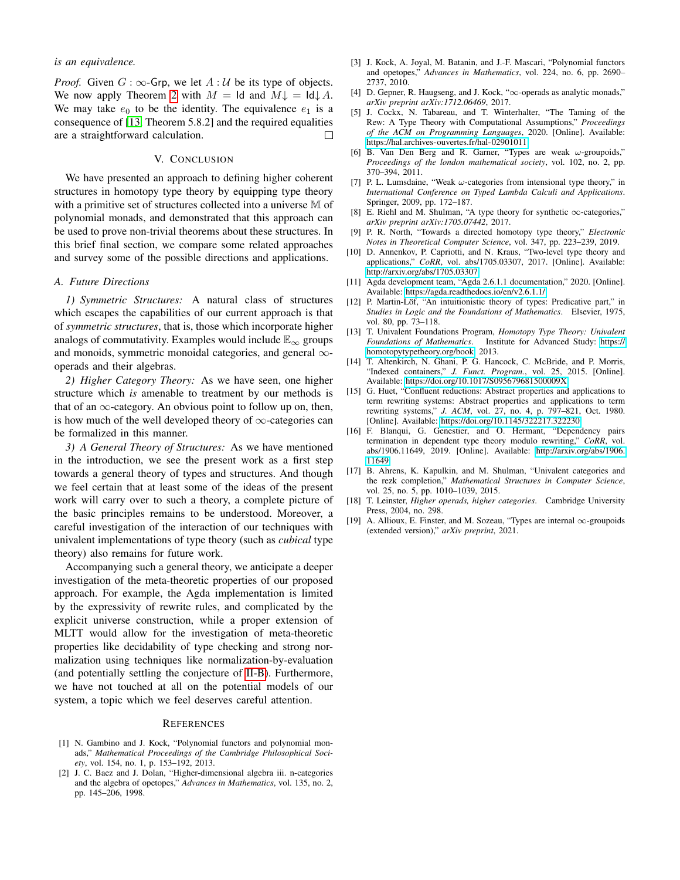*is an equivalence.*

*Proof.* Given $G : \infty\text{-}\mathsf{Grp}$, we let $A : \mathcal{U}$ be its type of objects. We now apply Theorem 2 with $M = \mathsf{Id}$ and $M\!\downarrow\; = \mathsf{Id}\!\downarrow\! A$. We may take $e_0$ to be the identity. The equivalence $e_1$ is a consequence of [13, Theorem 5.8.2] and the required equalities are a straightforward calculation. ∎

## V. Conclusion

We have presented an approach to defining higher coherent structures in homotopy type theory by equipping type theory with a primitive set of structures collected into a universe $\mathbb{M}$ of polynomial monads, and demonstrated that this approach can be used to prove non-trivial theorems about these structures. In this brief final section, we compare some related approaches and survey some of the possible directions and applications.

### A. Future Directions

*1) Symmetric Structures:* A natural class of structures which escapes the capabilities of our current approach is that of *symmetric structures*, that is, those which incorporate higher analogs of commutativity. Examples would include $\mathbb{E}_\infty$ groups and monoids, symmetric monoidal categories, and general $\infty$-operads and their algebras.

*2) Higher Category Theory:* As we have seen, one higher structure which *is* amenable to treatment by our methods is that of an $\infty$-category. An obvious point to follow up on, then, is how much of the well developed theory of $\infty$-categories can be formalized in this manner.

*3) A General Theory of Structures:* As we have mentioned in the introduction, we see the present work as a first step towards a general theory of types and structures. And though we feel certain that at least some of the ideas of the present work will carry over to such a theory, a complete picture of the basic principles remains to be understood. Moreover, a careful investigation of the interaction of our techniques with univalent implementations of type theory (such as *cubical* type theory) also remains for future work.

Accompanying such a general theory, we anticipate a deeper investigation of the meta-theoretic properties of our proposed approach. For example, the Agda implementation is limited by the expressivity of rewrite rules, and complicated by the explicit universe construction, while a proper extension of MLTT would allow for the investigation of meta-theoretic properties like decidability of type checking and strong normalization using techniques like normalization-by-evaluation (and potentially settling the conjecture of II-B). Furthermore, we have not touched at all on the potential models of our system, a topic which we feel deserves careful attention.

## References

[1] N. Gambino and J. Kock, "Polynomial functors and polynomial monads," *Mathematical Proceedings of the Cambridge Philosophical Society*, vol. 154, no. 1, p. 153–192, 2013.

[2] J. C. Baez and J. Dolan, "Higher-dimensional algebra iii. n-categories and the algebra of opetopes," *Advances in Mathematics*, vol. 135, no. 2, pp. 145–206, 1998.

[3] J. Kock, A. Joyal, M. Batanin, and J.-F. Mascari, "Polynomial functors and opetopes," *Advances in Mathematics*, vol. 224, no. 6, pp. 2690–2737, 2010.

[4] D. Gepner, R. Haugseng, and J. Kock, "$\infty$-operads as analytic monads," *arXiv preprint arXiv:1712.06469*, 2017.

[5] J. Cockx, N. Tabareau, and T. Winterhalter, "The Taming of the Rew: A Type Theory with Computational Assumptions," *Proceedings of the ACM on Programming Languages*, 2020. [Online]. Available: https://hal.archives-ouvertes.fr/hal-02901011

[6] B. Van Den Berg and R. Garner, "Types are weak $\omega$-groupoids," *Proceedings of the london mathematical society*, vol. 102, no. 2, pp. 370–394, 2011.

[7] P. L. Lumsdaine, "Weak $\omega$-categories from intensional type theory," in *International Conference on Typed Lambda Calculi and Applications*. Springer, 2009, pp. 172–187.

[8] E. Riehl and M. Shulman, "A type theory for synthetic $\infty$-categories," *arXiv preprint arXiv:1705.07442*, 2017.

[9] P. R. North, "Towards a directed homotopy type theory," *Electronic Notes in Theoretical Computer Science*, vol. 347, pp. 223–239, 2019.

[10] D. Annenkov, P. Capriotti, and N. Kraus, "Two-level type theory and applications," *CoRR*, vol. abs/1705.03307, 2017. [Online]. Available: http://arxiv.org/abs/1705.03307

[11] Agda development team, "Agda 2.6.1.1 documentation," 2020. [Online]. Available: https://agda.readthedocs.io/en/v2.6.1.1/

[12] P. Martin-Löf, "An intuitionistic theory of types: Predicative part," in *Studies in Logic and the Foundations of Mathematics*. Elsevier, 1975, vol. 80, pp. 73–118.

[13] T. Univalent Foundations Program, *Homotopy Type Theory: Univalent Foundations of Mathematics*. Institute for Advanced Study: https://homotopytypetheory.org/book, 2013.

[14] T. Altenkirch, N. Ghani, P. G. Hancock, C. McBride, and P. Morris, "Indexed containers," *J. Funct. Program.*, vol. 25, 2015. [Online]. Available: https://doi.org/10.1017/S095679681500009X

[15] G. Huet, "Confluent reductions: Abstract properties and applications to term rewriting systems: Abstract properties and applications to term rewriting systems," *J. ACM*, vol. 27, no. 4, p. 797–821, Oct. 1980. [Online]. Available: https://doi.org/10.1145/322217.322230

[16] F. Blanqui, G. Genestier, and O. Hermant, "Dependency pairs termination in dependent type theory modulo rewriting," *CoRR*, vol. abs/1906.11649, 2019. [Online]. Available: http://arxiv.org/abs/1906.11649

[17] B. Ahrens, K. Kapulkin, and M. Shulman, "Univalent categories and the rezk completion," *Mathematical Structures in Computer Science*, vol. 25, no. 5, pp. 1010–1039, 2015.

[18] T. Leinster, *Higher operads, higher categories*. Cambridge University Press, 2004, no. 298.

[19] A. Allioux, E. Finster, and M. Sozeau, "Types are internal $\infty$-groupoids (extended version)," *arXiv preprint*, 2021.